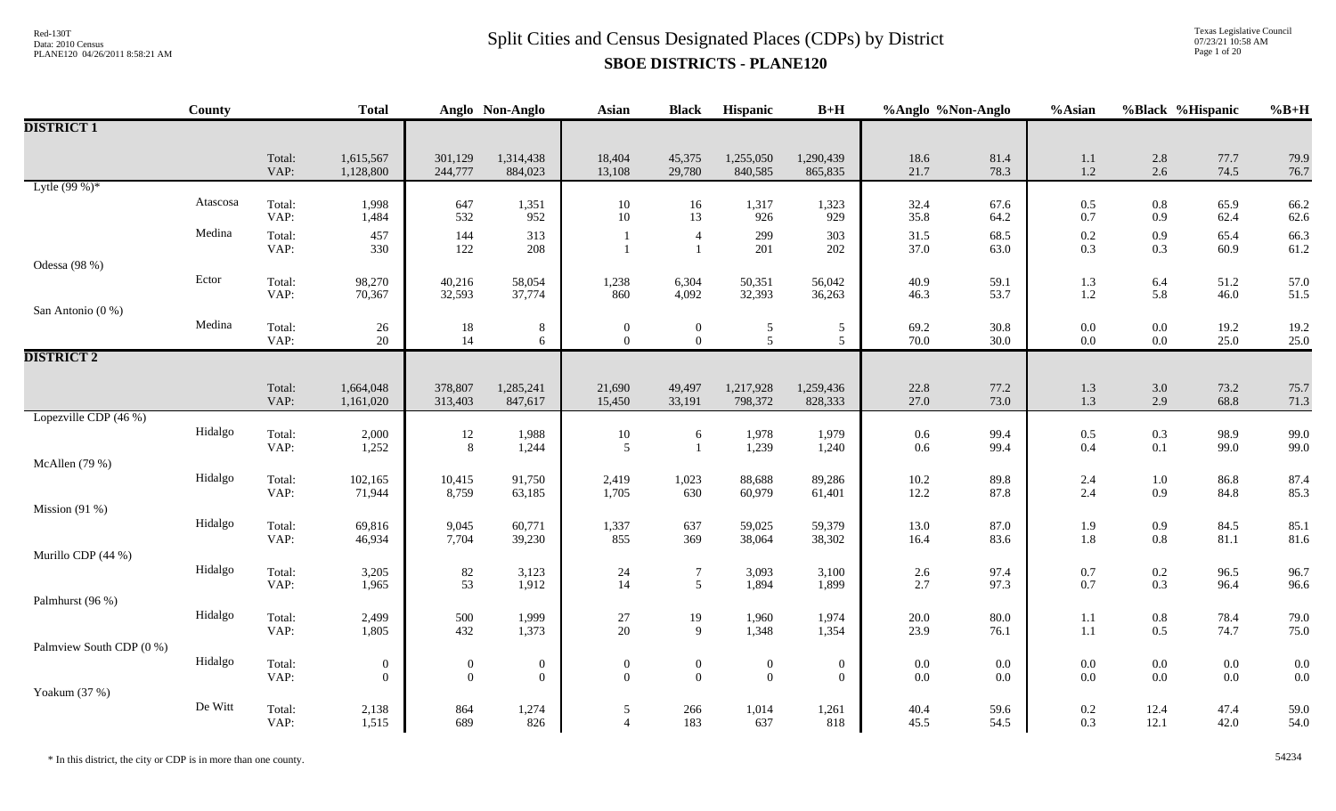# Split Cities and Census Designated Places (CDPs) by District

## SBOE DISTRICTS - PLANE120

| | County | | Total | Anglo | Non-Anglo | Asian | Black | Hispanic | B+H | %Anglo | %Non-Anglo | %Asian | %Black | %Hispanic | %B+H |
|---|---|---|---|---|---|---|---|---|---|---|---|---|---|---|---|
| **DISTRICT 1** | | | | | | | | | | | | | | | |
| | | Total: | 1,615,567 | 301,129 | 1,314,438 | 18,404 | 45,375 | 1,255,050 | 1,290,439 | 18.6 | 81.4 | 1.1 | 2.8 | 77.7 | 79.9 |
| | | VAP: | 1,128,800 | 244,777 | 884,023 | 13,108 | 29,780 | 840,585 | 865,835 | 21.7 | 78.3 | 1.2 | 2.6 | 74.5 | 76.7 |
| Lytle (99 %)* | | | | | | | | | | | | | | | |
| | Atascosa | Total: | 1,998 | 647 | 1,351 | 10 | 16 | 1,317 | 1,323 | 32.4 | 67.6 | 0.5 | 0.8 | 65.9 | 66.2 |
| | | VAP: | 1,484 | 532 | 952 | 10 | 13 | 926 | 929 | 35.8 | 64.2 | 0.7 | 0.9 | 62.4 | 62.6 |
| | Medina | Total: | 457 | 144 | 313 | 1 | 4 | 299 | 303 | 31.5 | 68.5 | 0.2 | 0.9 | 65.4 | 66.3 |
| | | VAP: | 330 | 122 | 208 | 1 | 1 | 201 | 202 | 37.0 | 63.0 | 0.3 | 0.3 | 60.9 | 61.2 |
| Odessa (98 %) | | | | | | | | | | | | | | | |
| | Ector | Total: | 98,270 | 40,216 | 58,054 | 1,238 | 6,304 | 50,351 | 56,042 | 40.9 | 59.1 | 1.3 | 6.4 | 51.2 | 57.0 |
| | | VAP: | 70,367 | 32,593 | 37,774 | 860 | 4,092 | 32,393 | 36,263 | 46.3 | 53.7 | 1.2 | 5.8 | 46.0 | 51.5 |
| San Antonio (0 %) | | | | | | | | | | | | | | | |
| | Medina | Total: | 26 | 18 | 8 | 0 | 0 | 5 | 5 | 69.2 | 30.8 | 0.0 | 0.0 | 19.2 | 19.2 |
| | | VAP: | 20 | 14 | 6 | 0 | 0 | 5 | 5 | 70.0 | 30.0 | 0.0 | 0.0 | 25.0 | 25.0 |
| **DISTRICT 2** | | | | | | | | | | | | | | | |
| | | Total: | 1,664,048 | 378,807 | 1,285,241 | 21,690 | 49,497 | 1,217,928 | 1,259,436 | 22.8 | 77.2 | 1.3 | 3.0 | 73.2 | 75.7 |
| | | VAP: | 1,161,020 | 313,403 | 847,617 | 15,450 | 33,191 | 798,372 | 828,333 | 27.0 | 73.0 | 1.3 | 2.9 | 68.8 | 71.3 |
| Lopezville CDP (46 %) | | | | | | | | | | | | | | | |
| | Hidalgo | Total: | 2,000 | 12 | 1,988 | 10 | 6 | 1,978 | 1,979 | 0.6 | 99.4 | 0.5 | 0.3 | 98.9 | 99.0 |
| | | VAP: | 1,252 | 8 | 1,244 | 5 | 1 | 1,239 | 1,240 | 0.6 | 99.4 | 0.4 | 0.1 | 99.0 | 99.0 |
| McAllen (79 %) | | | | | | | | | | | | | | | |
| | Hidalgo | Total: | 102,165 | 10,415 | 91,750 | 2,419 | 1,023 | 88,688 | 89,286 | 10.2 | 89.8 | 2.4 | 1.0 | 86.8 | 87.4 |
| | | VAP: | 71,944 | 8,759 | 63,185 | 1,705 | 630 | 60,979 | 61,401 | 12.2 | 87.8 | 2.4 | 0.9 | 84.8 | 85.3 |
| Mission (91 %) | | | | | | | | | | | | | | | |
| | Hidalgo | Total: | 69,816 | 9,045 | 60,771 | 1,337 | 637 | 59,025 | 59,379 | 13.0 | 87.0 | 1.9 | 0.9 | 84.5 | 85.1 |
| | | VAP: | 46,934 | 7,704 | 39,230 | 855 | 369 | 38,064 | 38,302 | 16.4 | 83.6 | 1.8 | 0.8 | 81.1 | 81.6 |
| Murillo CDP (44 %) | | | | | | | | | | | | | | | |
| | Hidalgo | Total: | 3,205 | 82 | 3,123 | 24 | 7 | 3,093 | 3,100 | 2.6 | 97.4 | 0.7 | 0.2 | 96.5 | 96.7 |
| | | VAP: | 1,965 | 53 | 1,912 | 14 | 5 | 1,894 | 1,899 | 2.7 | 97.3 | 0.7 | 0.3 | 96.4 | 96.6 |
| Palmhurst (96 %) | | | | | | | | | | | | | | | |
| | Hidalgo | Total: | 2,499 | 500 | 1,999 | 27 | 19 | 1,960 | 1,974 | 20.0 | 80.0 | 1.1 | 0.8 | 78.4 | 79.0 |
| | | VAP: | 1,805 | 432 | 1,373 | 20 | 9 | 1,348 | 1,354 | 23.9 | 76.1 | 1.1 | 0.5 | 74.7 | 75.0 |
| Palmview South CDP (0 %) | | | | | | | | | | | | | | | |
| | Hidalgo | Total: | 0 | 0 | 0 | 0 | 0 | 0 | 0 | 0.0 | 0.0 | 0.0 | 0.0 | 0.0 | 0.0 |
| | | VAP: | 0 | 0 | 0 | 0 | 0 | 0 | 0 | 0.0 | 0.0 | 0.0 | 0.0 | 0.0 | 0.0 |
| Yoakum (37 %) | | | | | | | | | | | | | | | |
| | De Witt | Total: | 2,138 | 864 | 1,274 | 5 | 266 | 1,014 | 1,261 | 40.4 | 59.6 | 0.2 | 12.4 | 47.4 | 59.0 |
| | | VAP: | 1,515 | 689 | 826 | 4 | 183 | 637 | 818 | 45.5 | 54.5 | 0.3 | 12.1 | 42.0 | 54.0 |

\* In this district, the city or CDP is in more than one county.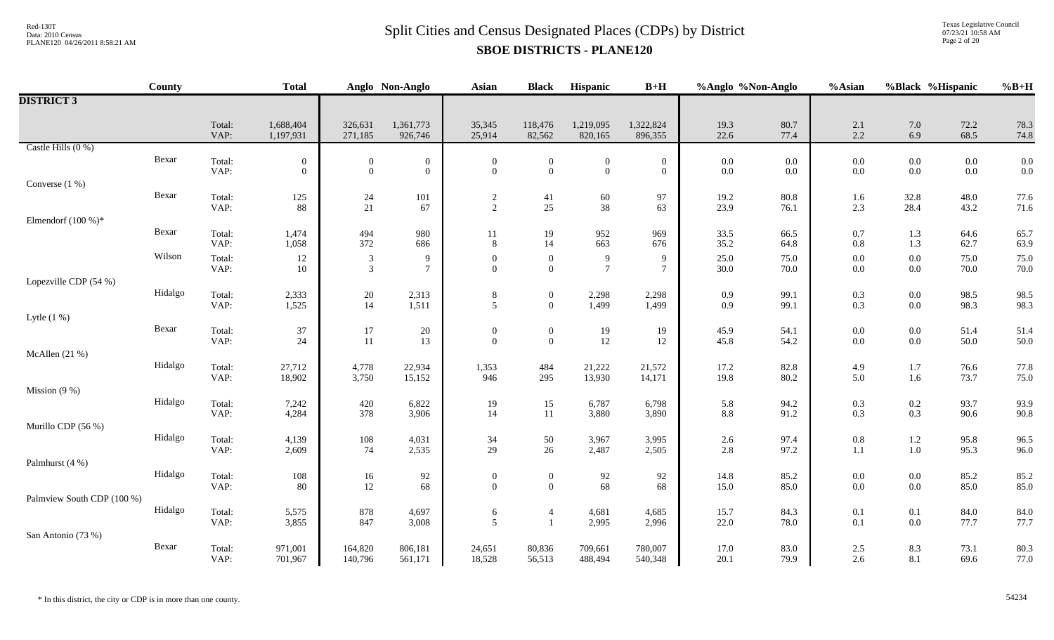# Split Cities and Census Designated Places (CDPs) by District

## SBOE DISTRICTS - PLANE120

| | County | | Total | Anglo | Non-Anglo | Asian | Black | Hispanic | B+H | %Anglo | %Non-Anglo | %Asian | %Black | %Hispanic | %B+H |
|---|---|---|---|---|---|---|---|---|---|---|---|---|---|---|---|
| **DISTRICT 3** | | | | | | | | | | | | | | | |
| | | Total: | 1,688,404 | 326,631 | 1,361,773 | 35,345 | 118,476 | 1,219,095 | 1,322,824 | 19.3 | 80.7 | 2.1 | 7.0 | 72.2 | 78.3 |
| | | VAP: | 1,197,931 | 271,185 | 926,746 | 25,914 | 82,562 | 820,165 | 896,355 | 22.6 | 77.4 | 2.2 | 6.9 | 68.5 | 74.8 |
| Castle Hills (0 %) | | | | | | | | | | | | | | | |
| | Bexar | Total: | 0 | 0 | 0 | 0 | 0 | 0 | 0 | 0.0 | 0.0 | 0.0 | 0.0 | 0.0 | 0.0 |
| | | VAP: | 0 | 0 | 0 | 0 | 0 | 0 | 0 | 0.0 | 0.0 | 0.0 | 0.0 | 0.0 | 0.0 |
| Converse (1 %) | | | | | | | | | | | | | | | |
| | Bexar | Total: | 125 | 24 | 101 | 2 | 41 | 60 | 97 | 19.2 | 80.8 | 1.6 | 32.8 | 48.0 | 77.6 |
| | | VAP: | 88 | 21 | 67 | 2 | 25 | 38 | 63 | 23.9 | 76.1 | 2.3 | 28.4 | 43.2 | 71.6 |
| Elmendorf (100 %)* | | | | | | | | | | | | | | | |
| | Bexar | Total: | 1,474 | 494 | 980 | 11 | 19 | 952 | 969 | 33.5 | 66.5 | 0.7 | 1.3 | 64.6 | 65.7 |
| | | VAP: | 1,058 | 372 | 686 | 8 | 14 | 663 | 676 | 35.2 | 64.8 | 0.8 | 1.3 | 62.7 | 63.9 |
| | Wilson | Total: | 12 | 3 | 9 | 0 | 0 | 9 | 9 | 25.0 | 75.0 | 0.0 | 0.0 | 75.0 | 75.0 |
| | | VAP: | 10 | 3 | 7 | 0 | 0 | 7 | 7 | 30.0 | 70.0 | 0.0 | 0.0 | 70.0 | 70.0 |
| Lopezville CDP (54 %) | | | | | | | | | | | | | | | |
| | Hidalgo | Total: | 2,333 | 20 | 2,313 | 8 | 0 | 2,298 | 2,298 | 0.9 | 99.1 | 0.3 | 0.0 | 98.5 | 98.5 |
| | | VAP: | 1,525 | 14 | 1,511 | 5 | 0 | 1,499 | 1,499 | 0.9 | 99.1 | 0.3 | 0.0 | 98.3 | 98.3 |
| Lytle (1 %) | | | | | | | | | | | | | | | |
| | Bexar | Total: | 37 | 17 | 20 | 0 | 0 | 19 | 19 | 45.9 | 54.1 | 0.0 | 0.0 | 51.4 | 51.4 |
| | | VAP: | 24 | 11 | 13 | 0 | 0 | 12 | 12 | 45.8 | 54.2 | 0.0 | 0.0 | 50.0 | 50.0 |
| McAllen (21 %) | | | | | | | | | | | | | | | |
| | Hidalgo | Total: | 27,712 | 4,778 | 22,934 | 1,353 | 484 | 21,222 | 21,572 | 17.2 | 82.8 | 4.9 | 1.7 | 76.6 | 77.8 |
| | | VAP: | 18,902 | 3,750 | 15,152 | 946 | 295 | 13,930 | 14,171 | 19.8 | 80.2 | 5.0 | 1.6 | 73.7 | 75.0 |
| Mission (9 %) | | | | | | | | | | | | | | | |
| | Hidalgo | Total: | 7,242 | 420 | 6,822 | 19 | 15 | 6,787 | 6,798 | 5.8 | 94.2 | 0.3 | 0.2 | 93.7 | 93.9 |
| | | VAP: | 4,284 | 378 | 3,906 | 14 | 11 | 3,880 | 3,890 | 8.8 | 91.2 | 0.3 | 0.3 | 90.6 | 90.8 |
| Murillo CDP (56 %) | | | | | | | | | | | | | | | |
| | Hidalgo | Total: | 4,139 | 108 | 4,031 | 34 | 50 | 3,967 | 3,995 | 2.6 | 97.4 | 0.8 | 1.2 | 95.8 | 96.5 |
| | | VAP: | 2,609 | 74 | 2,535 | 29 | 26 | 2,487 | 2,505 | 2.8 | 97.2 | 1.1 | 1.0 | 95.3 | 96.0 |
| Palmhurst (4 %) | | | | | | | | | | | | | | | |
| | Hidalgo | Total: | 108 | 16 | 92 | 0 | 0 | 92 | 92 | 14.8 | 85.2 | 0.0 | 0.0 | 85.2 | 85.2 |
| | | VAP: | 80 | 12 | 68 | 0 | 0 | 68 | 68 | 15.0 | 85.0 | 0.0 | 0.0 | 85.0 | 85.0 |
| Palmview South CDP (100 %) | | | | | | | | | | | | | | | |
| | Hidalgo | Total: | 5,575 | 878 | 4,697 | 6 | 4 | 4,681 | 4,685 | 15.7 | 84.3 | 0.1 | 0.1 | 84.0 | 84.0 |
| | | VAP: | 3,855 | 847 | 3,008 | 5 | 1 | 2,995 | 2,996 | 22.0 | 78.0 | 0.1 | 0.0 | 77.7 | 77.7 |
| San Antonio (73 %) | | | | | | | | | | | | | | | |
| | Bexar | Total: | 971,001 | 164,820 | 806,181 | 24,651 | 80,836 | 709,661 | 780,007 | 17.0 | 83.0 | 2.5 | 8.3 | 73.1 | 80.3 |
| | | VAP: | 701,967 | 140,796 | 561,171 | 18,528 | 56,513 | 488,494 | 540,348 | 20.1 | 79.9 | 2.6 | 8.1 | 69.6 | 77.0 |

\* In this district, the city or CDP is in more than one county.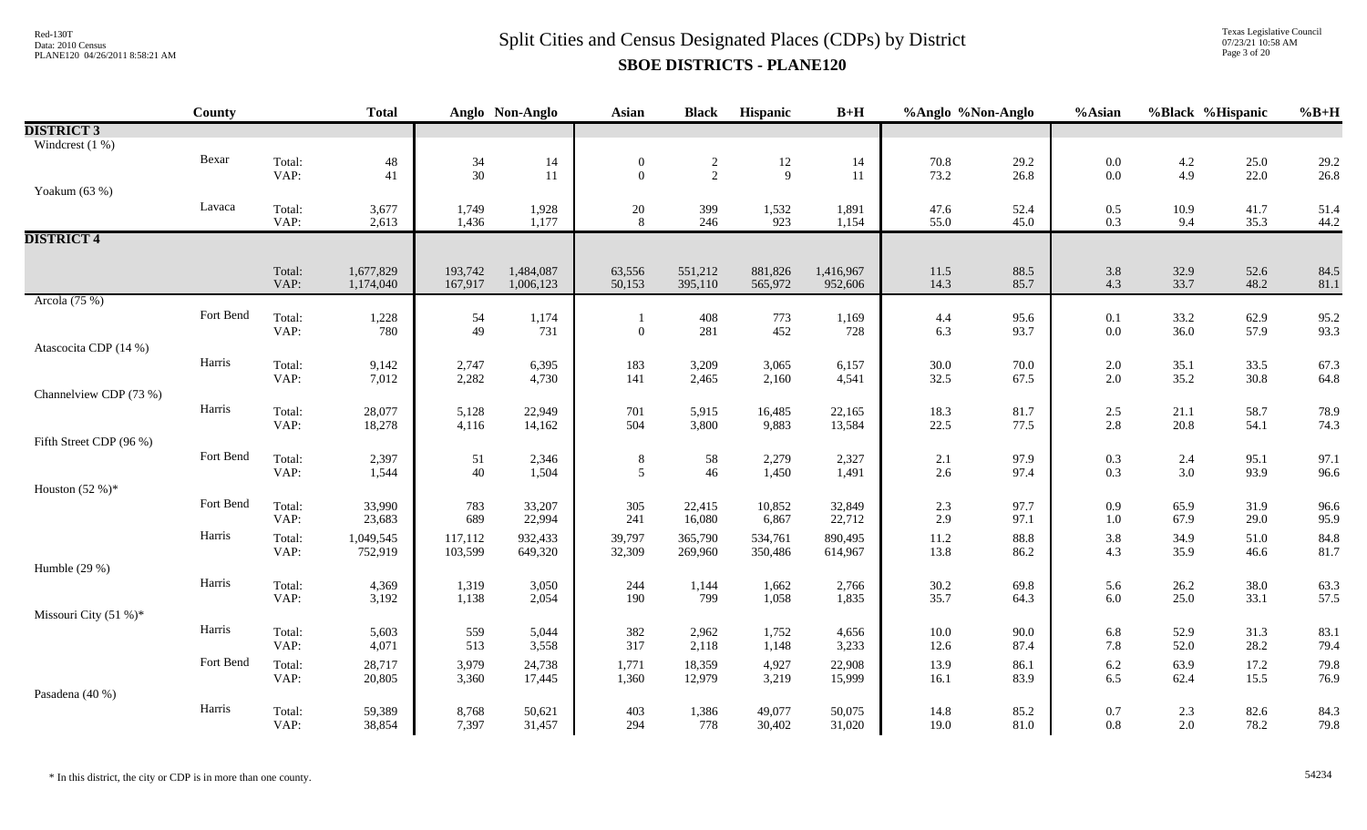# Split Cities and Census Designated Places (CDPs) by District

## SBOE DISTRICTS - PLANE120

| | County | | Total | Anglo | Non-Anglo | Asian | Black | Hispanic | B+H | %Anglo | %Non-Anglo | %Asian | %Black | %Hispanic | %B+H |
|---|---|---|---|---|---|---|---|---|---|---|---|---|---|---|---|
| **DISTRICT 3** | | | | | | | | | | | | | | | |
| Windcrest (1 %) | | | | | | | | | | | | | | | |
| | Bexar | Total: | 48 | 34 | 14 | 0 | 2 | 12 | 14 | 70.8 | 29.2 | 0.0 | 4.2 | 25.0 | 29.2 |
| | | VAP: | 41 | 30 | 11 | 0 | 2 | 9 | 11 | 73.2 | 26.8 | 0.0 | 4.9 | 22.0 | 26.8 |
| Yoakum (63 %) | | | | | | | | | | | | | | | |
| | Lavaca | Total: | 3,677 | 1,749 | 1,928 | 20 | 399 | 1,532 | 1,891 | 47.6 | 52.4 | 0.5 | 10.9 | 41.7 | 51.4 |
| | | VAP: | 2,613 | 1,436 | 1,177 | 8 | 246 | 923 | 1,154 | 55.0 | 45.0 | 0.3 | 9.4 | 35.3 | 44.2 |
| **DISTRICT 4** | | | | | | | | | | | | | | | |
| | | Total: | 1,677,829 | 193,742 | 1,484,087 | 63,556 | 551,212 | 881,826 | 1,416,967 | 11.5 | 88.5 | 3.8 | 32.9 | 52.6 | 84.5 |
| | | VAP: | 1,174,040 | 167,917 | 1,006,123 | 50,153 | 395,110 | 565,972 | 952,606 | 14.3 | 85.7 | 4.3 | 33.7 | 48.2 | 81.1 |
| Arcola (75 %) | | | | | | | | | | | | | | | |
| | Fort Bend | Total: | 1,228 | 54 | 1,174 | 1 | 408 | 773 | 1,169 | 4.4 | 95.6 | 0.1 | 33.2 | 62.9 | 95.2 |
| | | VAP: | 780 | 49 | 731 | 0 | 281 | 452 | 728 | 6.3 | 93.7 | 0.0 | 36.0 | 57.9 | 93.3 |
| Atascocita CDP (14 %) | | | | | | | | | | | | | | | |
| | Harris | Total: | 9,142 | 2,747 | 6,395 | 183 | 3,209 | 3,065 | 6,157 | 30.0 | 70.0 | 2.0 | 35.1 | 33.5 | 67.3 |
| | | VAP: | 7,012 | 2,282 | 4,730 | 141 | 2,465 | 2,160 | 4,541 | 32.5 | 67.5 | 2.0 | 35.2 | 30.8 | 64.8 |
| Channelview CDP (73 %) | | | | | | | | | | | | | | | |
| | Harris | Total: | 28,077 | 5,128 | 22,949 | 701 | 5,915 | 16,485 | 22,165 | 18.3 | 81.7 | 2.5 | 21.1 | 58.7 | 78.9 |
| | | VAP: | 18,278 | 4,116 | 14,162 | 504 | 3,800 | 9,883 | 13,584 | 22.5 | 77.5 | 2.8 | 20.8 | 54.1 | 74.3 |
| Fifth Street CDP (96 %) | | | | | | | | | | | | | | | |
| | Fort Bend | Total: | 2,397 | 51 | 2,346 | 8 | 58 | 2,279 | 2,327 | 2.1 | 97.9 | 0.3 | 2.4 | 95.1 | 97.1 |
| | | VAP: | 1,544 | 40 | 1,504 | 5 | 46 | 1,450 | 1,491 | 2.6 | 97.4 | 0.3 | 3.0 | 93.9 | 96.6 |
| Houston (52 %)* | | | | | | | | | | | | | | | |
| | Fort Bend | Total: | 33,990 | 783 | 33,207 | 305 | 22,415 | 10,852 | 32,849 | 2.3 | 97.7 | 0.9 | 65.9 | 31.9 | 96.6 |
| | | VAP: | 23,683 | 689 | 22,994 | 241 | 16,080 | 6,867 | 22,712 | 2.9 | 97.1 | 1.0 | 67.9 | 29.0 | 95.9 |
| | Harris | Total: | 1,049,545 | 117,112 | 932,433 | 39,797 | 365,790 | 534,761 | 890,495 | 11.2 | 88.8 | 3.8 | 34.9 | 51.0 | 84.8 |
| | | VAP: | 752,919 | 103,599 | 649,320 | 32,309 | 269,960 | 350,486 | 614,967 | 13.8 | 86.2 | 4.3 | 35.9 | 46.6 | 81.7 |
| Humble (29 %) | | | | | | | | | | | | | | | |
| | Harris | Total: | 4,369 | 1,319 | 3,050 | 244 | 1,144 | 1,662 | 2,766 | 30.2 | 69.8 | 5.6 | 26.2 | 38.0 | 63.3 |
| | | VAP: | 3,192 | 1,138 | 2,054 | 190 | 799 | 1,058 | 1,835 | 35.7 | 64.3 | 6.0 | 25.0 | 33.1 | 57.5 |
| Missouri City (51 %)* | | | | | | | | | | | | | | | |
| | Harris | Total: | 5,603 | 559 | 5,044 | 382 | 2,962 | 1,752 | 4,656 | 10.0 | 90.0 | 6.8 | 52.9 | 31.3 | 83.1 |
| | | VAP: | 4,071 | 513 | 3,558 | 317 | 2,118 | 1,148 | 3,233 | 12.6 | 87.4 | 7.8 | 52.0 | 28.2 | 79.4 |
| | Fort Bend | Total: | 28,717 | 3,979 | 24,738 | 1,771 | 18,359 | 4,927 | 22,908 | 13.9 | 86.1 | 6.2 | 63.9 | 17.2 | 79.8 |
| | | VAP: | 20,805 | 3,360 | 17,445 | 1,360 | 12,979 | 3,219 | 15,999 | 16.1 | 83.9 | 6.5 | 62.4 | 15.5 | 76.9 |
| Pasadena (40 %) | | | | | | | | | | | | | | | |
| | Harris | Total: | 59,389 | 8,768 | 50,621 | 403 | 1,386 | 49,077 | 50,075 | 14.8 | 85.2 | 0.7 | 2.3 | 82.6 | 84.3 |
| | | VAP: | 38,854 | 7,397 | 31,457 | 294 | 778 | 30,402 | 31,020 | 19.0 | 81.0 | 0.8 | 2.0 | 78.2 | 79.8 |

* In this district, the city or CDP is in more than one county.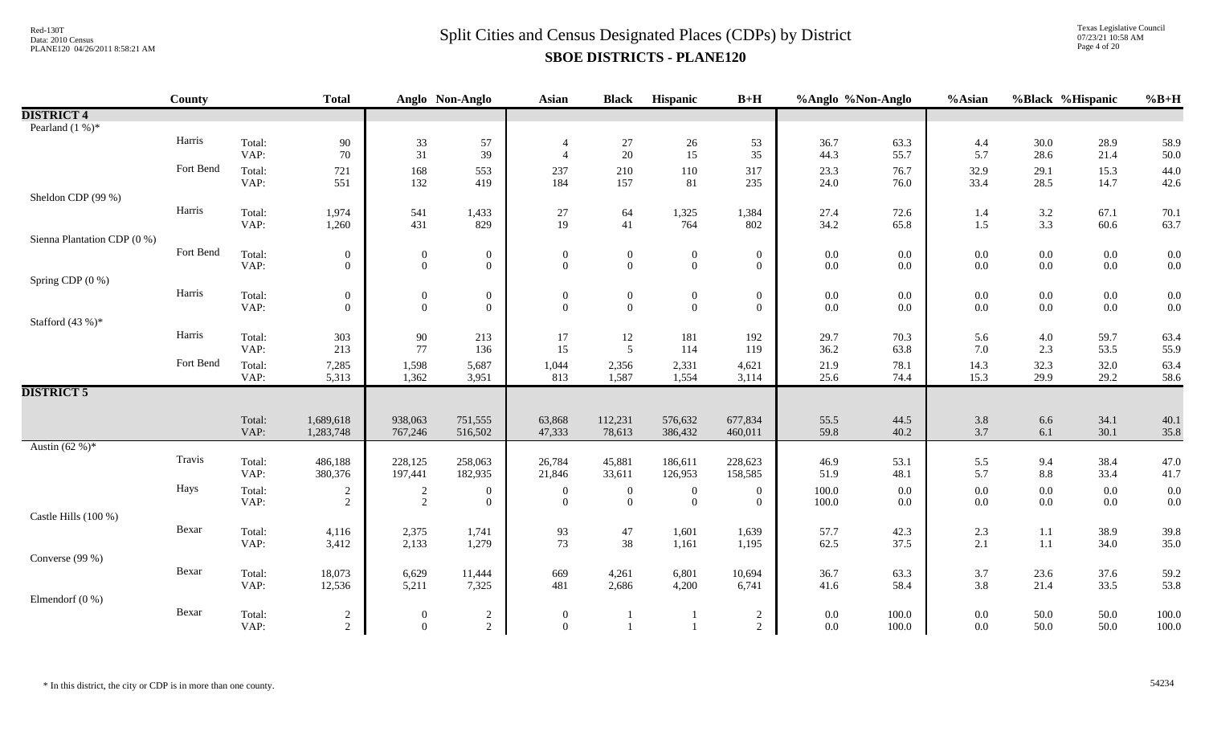# Split Cities and Census Designated Places (CDPs) by District

## SBOE DISTRICTS - PLANE120

Red-130T
Data: 2010 Census
PLANE120 04/26/2011 8:58:21 AM

Texas Legislative Council
07/23/21 10:58 AM

| | County | | Total | Anglo | Non-Anglo | Asian | Black | Hispanic | B+H | %Anglo | %Non-Anglo | %Asian | %Black | %Hispanic | %B+H |
|---|---|---|---|---|---|---|---|---|---|---|---|---|---|---|---|
| **DISTRICT 4** | | | | | | | | | | | | | | | |
| Pearland (1 %)* | | | | | | | | | | | | | | | |
| | Harris | Total: | 90 | 33 | 57 | 4 | 27 | 26 | 53 | 36.7 | 63.3 | 4.4 | 30.0 | 28.9 | 58.9 |
| | | VAP: | 70 | 31 | 39 | 4 | 20 | 15 | 35 | 44.3 | 55.7 | 5.7 | 28.6 | 21.4 | 50.0 |
| | Fort Bend | Total: | 721 | 168 | 553 | 237 | 210 | 110 | 317 | 23.3 | 76.7 | 32.9 | 29.1 | 15.3 | 44.0 |
| | | VAP: | 551 | 132 | 419 | 184 | 157 | 81 | 235 | 24.0 | 76.0 | 33.4 | 28.5 | 14.7 | 42.6 |
| Sheldon CDP (99 %) | | | | | | | | | | | | | | | |
| | Harris | Total: | 1,974 | 541 | 1,433 | 27 | 64 | 1,325 | 1,384 | 27.4 | 72.6 | 1.4 | 3.2 | 67.1 | 70.1 |
| | | VAP: | 1,260 | 431 | 829 | 19 | 41 | 764 | 802 | 34.2 | 65.8 | 1.5 | 3.3 | 60.6 | 63.7 |
| Sienna Plantation CDP (0 %) | | | | | | | | | | | | | | | |
| | Fort Bend | Total: | 0 | 0 | 0 | 0 | 0 | 0 | 0 | 0.0 | 0.0 | 0.0 | 0.0 | 0.0 | 0.0 |
| | | VAP: | 0 | 0 | 0 | 0 | 0 | 0 | 0 | 0.0 | 0.0 | 0.0 | 0.0 | 0.0 | 0.0 |
| Spring CDP (0 %) | | | | | | | | | | | | | | | |
| | Harris | Total: | 0 | 0 | 0 | 0 | 0 | 0 | 0 | 0.0 | 0.0 | 0.0 | 0.0 | 0.0 | 0.0 |
| | | VAP: | 0 | 0 | 0 | 0 | 0 | 0 | 0 | 0.0 | 0.0 | 0.0 | 0.0 | 0.0 | 0.0 |
| Stafford (43 %)* | | | | | | | | | | | | | | | |
| | Harris | Total: | 303 | 90 | 213 | 17 | 12 | 181 | 192 | 29.7 | 70.3 | 5.6 | 4.0 | 59.7 | 63.4 |
| | | VAP: | 213 | 77 | 136 | 15 | 5 | 114 | 119 | 36.2 | 63.8 | 7.0 | 2.3 | 53.5 | 55.9 |
| | Fort Bend | Total: | 7,285 | 1,598 | 5,687 | 1,044 | 2,356 | 2,331 | 4,621 | 21.9 | 78.1 | 14.3 | 32.3 | 32.0 | 63.4 |
| | | VAP: | 5,313 | 1,362 | 3,951 | 813 | 1,587 | 1,554 | 3,114 | 25.6 | 74.4 | 15.3 | 29.9 | 29.2 | 58.6 |
| **DISTRICT 5** | | | | | | | | | | | | | | | |
| | | Total: | 1,689,618 | 938,063 | 751,555 | 63,868 | 112,231 | 576,632 | 677,834 | 55.5 | 44.5 | 3.8 | 6.6 | 34.1 | 40.1 |
| | | VAP: | 1,283,748 | 767,246 | 516,502 | 47,333 | 78,613 | 386,432 | 460,011 | 59.8 | 40.2 | 3.7 | 6.1 | 30.1 | 35.8 |
| Austin (62 %)* | | | | | | | | | | | | | | | |
| | Travis | Total: | 486,188 | 228,125 | 258,063 | 26,784 | 45,881 | 186,611 | 228,623 | 46.9 | 53.1 | 5.5 | 9.4 | 38.4 | 47.0 |
| | | VAP: | 380,376 | 197,441 | 182,935 | 21,846 | 33,611 | 126,953 | 158,585 | 51.9 | 48.1 | 5.7 | 8.8 | 33.4 | 41.7 |
| | Hays | Total: | 2 | 2 | 0 | 0 | 0 | 0 | 0 | 100.0 | 0.0 | 0.0 | 0.0 | 0.0 | 0.0 |
| | | VAP: | 2 | 2 | 0 | 0 | 0 | 0 | 0 | 100.0 | 0.0 | 0.0 | 0.0 | 0.0 | 0.0 |
| Castle Hills (100 %) | | | | | | | | | | | | | | | |
| | Bexar | Total: | 4,116 | 2,375 | 1,741 | 93 | 47 | 1,601 | 1,639 | 57.7 | 42.3 | 2.3 | 1.1 | 38.9 | 39.8 |
| | | VAP: | 3,412 | 2,133 | 1,279 | 73 | 38 | 1,161 | 1,195 | 62.5 | 37.5 | 2.1 | 1.1 | 34.0 | 35.0 |
| Converse (99 %) | | | | | | | | | | | | | | | |
| | Bexar | Total: | 18,073 | 6,629 | 11,444 | 669 | 4,261 | 6,801 | 10,694 | 36.7 | 63.3 | 3.7 | 23.6 | 37.6 | 59.2 |
| | | VAP: | 12,536 | 5,211 | 7,325 | 481 | 2,686 | 4,200 | 6,741 | 41.6 | 58.4 | 3.8 | 21.4 | 33.5 | 53.8 |
| Elmendorf (0 %) | | | | | | | | | | | | | | | |
| | Bexar | Total: | 2 | 0 | 2 | 0 | 1 | 1 | 2 | 0.0 | 100.0 | 0.0 | 50.0 | 50.0 | 100.0 |
| | | VAP: | 2 | 0 | 2 | 0 | 1 | 1 | 2 | 0.0 | 100.0 | 0.0 | 50.0 | 50.0 | 100.0 |

\* In this district, the city or CDP is in more than one county.

54234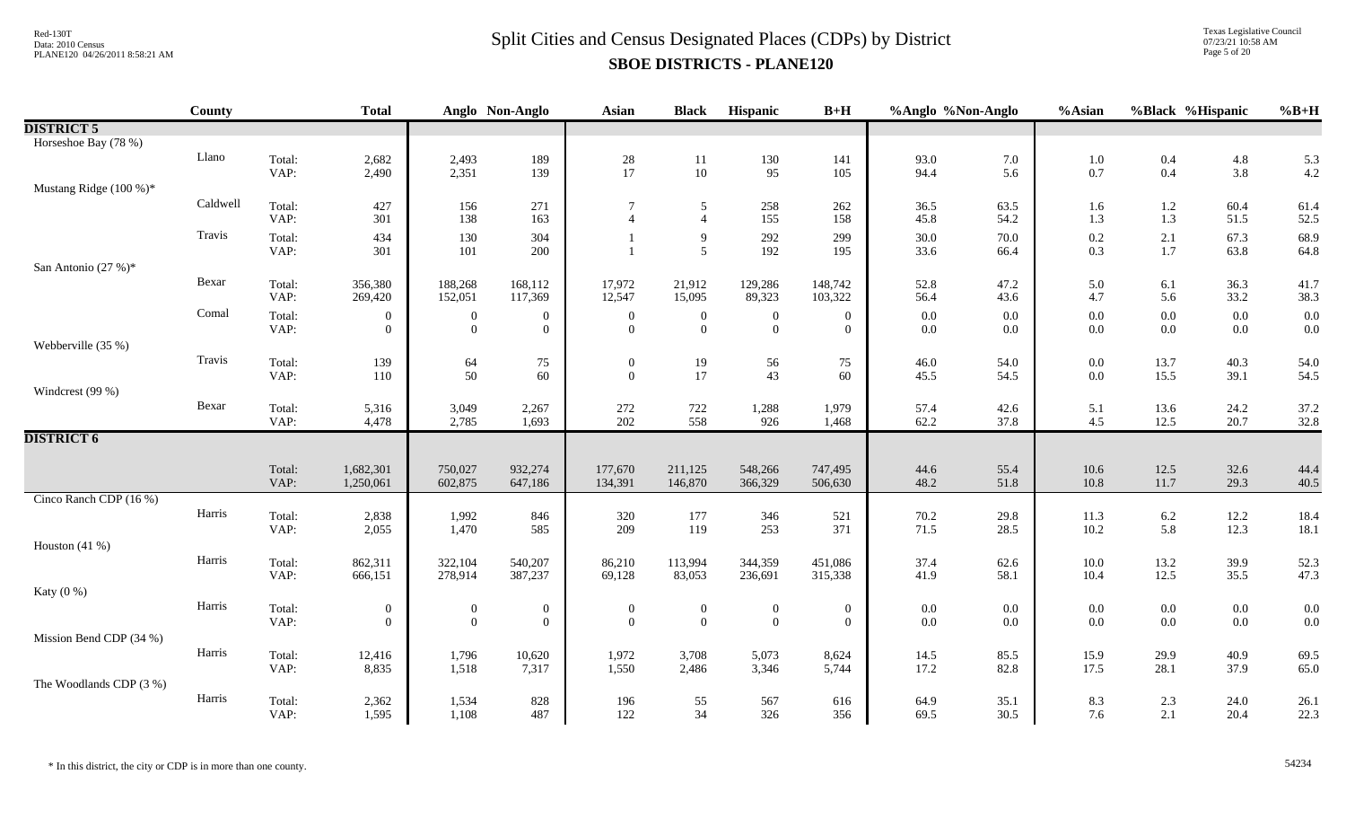# Split Cities and Census Designated Places (CDPs) by District

## SBOE DISTRICTS - PLANE120

| | County | | Total | Anglo | Non-Anglo | Asian | Black | Hispanic | B+H | %Anglo | %Non-Anglo | %Asian | %Black | %Hispanic | %B+H |
|---|---|---|---|---|---|---|---|---|---|---|---|---|---|---|---|
| **DISTRICT 5** | | | | | | | | | | | | | | | |
| Horseshoe Bay (78 %) | | | | | | | | | | | | | | | |
| | Llano | Total: | 2,682 | 2,493 | 189 | 28 | 11 | 130 | 141 | 93.0 | 7.0 | 1.0 | 0.4 | 4.8 | 5.3 |
| | | VAP: | 2,490 | 2,351 | 139 | 17 | 10 | 95 | 105 | 94.4 | 5.6 | 0.7 | 0.4 | 3.8 | 4.2 |
| Mustang Ridge (100 %)* | | | | | | | | | | | | | | | |
| | Caldwell | Total: | 427 | 156 | 271 | 7 | 5 | 258 | 262 | 36.5 | 63.5 | 1.6 | 1.2 | 60.4 | 61.4 |
| | | VAP: | 301 | 138 | 163 | 4 | 4 | 155 | 158 | 45.8 | 54.2 | 1.3 | 1.3 | 51.5 | 52.5 |
| | Travis | Total: | 434 | 130 | 304 | 1 | 9 | 292 | 299 | 30.0 | 70.0 | 0.2 | 2.1 | 67.3 | 68.9 |
| | | VAP: | 301 | 101 | 200 | 1 | 5 | 192 | 195 | 33.6 | 66.4 | 0.3 | 1.7 | 63.8 | 64.8 |
| San Antonio (27 %)* | | | | | | | | | | | | | | | |
| | Bexar | Total: | 356,380 | 188,268 | 168,112 | 17,972 | 21,912 | 129,286 | 148,742 | 52.8 | 47.2 | 5.0 | 6.1 | 36.3 | 41.7 |
| | | VAP: | 269,420 | 152,051 | 117,369 | 12,547 | 15,095 | 89,323 | 103,322 | 56.4 | 43.6 | 4.7 | 5.6 | 33.2 | 38.3 |
| | Comal | Total: | 0 | 0 | 0 | 0 | 0 | 0 | 0 | 0.0 | 0.0 | 0.0 | 0.0 | 0.0 | 0.0 |
| | | VAP: | 0 | 0 | 0 | 0 | 0 | 0 | 0 | 0.0 | 0.0 | 0.0 | 0.0 | 0.0 | 0.0 |
| Webberville (35 %) | | | | | | | | | | | | | | | |
| | Travis | Total: | 139 | 64 | 75 | 0 | 19 | 56 | 75 | 46.0 | 54.0 | 0.0 | 13.7 | 40.3 | 54.0 |
| | | VAP: | 110 | 50 | 60 | 0 | 17 | 43 | 60 | 45.5 | 54.5 | 0.0 | 15.5 | 39.1 | 54.5 |
| Windcrest (99 %) | | | | | | | | | | | | | | | |
| | Bexar | Total: | 5,316 | 3,049 | 2,267 | 272 | 722 | 1,288 | 1,979 | 57.4 | 42.6 | 5.1 | 13.6 | 24.2 | 37.2 |
| | | VAP: | 4,478 | 2,785 | 1,693 | 202 | 558 | 926 | 1,468 | 62.2 | 37.8 | 4.5 | 12.5 | 20.7 | 32.8 |
| **DISTRICT 6** | | | | | | | | | | | | | | | |
| | | Total: | 1,682,301 | 750,027 | 932,274 | 177,670 | 211,125 | 548,266 | 747,495 | 44.6 | 55.4 | 10.6 | 12.5 | 32.6 | 44.4 |
| | | VAP: | 1,250,061 | 602,875 | 647,186 | 134,391 | 146,870 | 366,329 | 506,630 | 48.2 | 51.8 | 10.8 | 11.7 | 29.3 | 40.5 |
| Cinco Ranch CDP (16 %) | | | | | | | | | | | | | | | |
| | Harris | Total: | 2,838 | 1,992 | 846 | 320 | 177 | 346 | 521 | 70.2 | 29.8 | 11.3 | 6.2 | 12.2 | 18.4 |
| | | VAP: | 2,055 | 1,470 | 585 | 209 | 119 | 253 | 371 | 71.5 | 28.5 | 10.2 | 5.8 | 12.3 | 18.1 |
| Houston (41 %) | | | | | | | | | | | | | | | |
| | Harris | Total: | 862,311 | 322,104 | 540,207 | 86,210 | 113,994 | 344,359 | 451,086 | 37.4 | 62.6 | 10.0 | 13.2 | 39.9 | 52.3 |
| | | VAP: | 666,151 | 278,914 | 387,237 | 69,128 | 83,053 | 236,691 | 315,338 | 41.9 | 58.1 | 10.4 | 12.5 | 35.5 | 47.3 |
| Katy (0 %) | | | | | | | | | | | | | | | |
| | Harris | Total: | 0 | 0 | 0 | 0 | 0 | 0 | 0 | 0.0 | 0.0 | 0.0 | 0.0 | 0.0 | 0.0 |
| | | VAP: | 0 | 0 | 0 | 0 | 0 | 0 | 0 | 0.0 | 0.0 | 0.0 | 0.0 | 0.0 | 0.0 |
| Mission Bend CDP (34 %) | | | | | | | | | | | | | | | |
| | Harris | Total: | 12,416 | 1,796 | 10,620 | 1,972 | 3,708 | 5,073 | 8,624 | 14.5 | 85.5 | 15.9 | 29.9 | 40.9 | 69.5 |
| | | VAP: | 8,835 | 1,518 | 7,317 | 1,550 | 2,486 | 3,346 | 5,744 | 17.2 | 82.8 | 17.5 | 28.1 | 37.9 | 65.0 |
| The Woodlands CDP (3 %) | | | | | | | | | | | | | | | |
| | Harris | Total: | 2,362 | 1,534 | 828 | 196 | 55 | 567 | 616 | 64.9 | 35.1 | 8.3 | 2.3 | 24.0 | 26.1 |
| | | VAP: | 1,595 | 1,108 | 487 | 122 | 34 | 326 | 356 | 69.5 | 30.5 | 7.6 | 2.1 | 20.4 | 22.3 |

\* In this district, the city or CDP is in more than one county.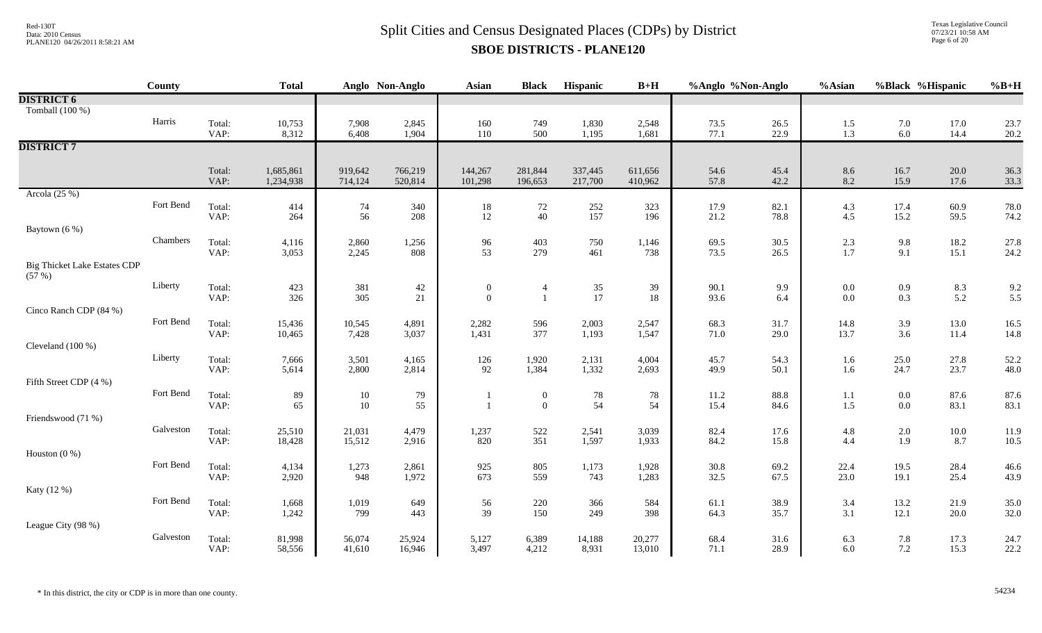# Split Cities and Census Designated Places (CDPs) by District

## SBOE DISTRICTS - PLANE120

| | County | | Total | Anglo | Non-Anglo | Asian | Black | Hispanic | B+H | %Anglo | %Non-Anglo | %Asian | %Black | %Hispanic | %B+H |
|---|---|---|---|---|---|---|---|---|---|---|---|---|---|---|---|
| **DISTRICT 6** | | | | | | | | | | | | | | | |
| Tomball (100 %) | | | | | | | | | | | | | | | |
| | Harris | Total: | 10,753 | 7,908 | 2,845 | 160 | 749 | 1,830 | 2,548 | 73.5 | 26.5 | 1.5 | 7.0 | 17.0 | 23.7 |
| | | VAP: | 8,312 | 6,408 | 1,904 | 110 | 500 | 1,195 | 1,681 | 77.1 | 22.9 | 1.3 | 6.0 | 14.4 | 20.2 |
| **DISTRICT 7** | | | | | | | | | | | | | | | |
| | | Total: | 1,685,861 | 919,642 | 766,219 | 144,267 | 281,844 | 337,445 | 611,656 | 54.6 | 45.4 | 8.6 | 16.7 | 20.0 | 36.3 |
| | | VAP: | 1,234,938 | 714,124 | 520,814 | 101,298 | 196,653 | 217,700 | 410,962 | 57.8 | 42.2 | 8.2 | 15.9 | 17.6 | 33.3 |
| Arcola (25 %) | | | | | | | | | | | | | | | |
| | Fort Bend | Total: | 414 | 74 | 340 | 18 | 72 | 252 | 323 | 17.9 | 82.1 | 4.3 | 17.4 | 60.9 | 78.0 |
| | | VAP: | 264 | 56 | 208 | 12 | 40 | 157 | 196 | 21.2 | 78.8 | 4.5 | 15.2 | 59.5 | 74.2 |
| Baytown (6 %) | | | | | | | | | | | | | | | |
| | Chambers | Total: | 4,116 | 2,860 | 1,256 | 96 | 403 | 750 | 1,146 | 69.5 | 30.5 | 2.3 | 9.8 | 18.2 | 27.8 |
| | | VAP: | 3,053 | 2,245 | 808 | 53 | 279 | 461 | 738 | 73.5 | 26.5 | 1.7 | 9.1 | 15.1 | 24.2 |
| Big Thicket Lake Estates CDP (57 %) | | | | | | | | | | | | | | | |
| | Liberty | Total: | 423 | 381 | 42 | 0 | 4 | 35 | 39 | 90.1 | 9.9 | 0.0 | 0.9 | 8.3 | 9.2 |
| | | VAP: | 326 | 305 | 21 | 0 | 1 | 17 | 18 | 93.6 | 6.4 | 0.0 | 0.3 | 5.2 | 5.5 |
| Cinco Ranch CDP (84 %) | | | | | | | | | | | | | | | |
| | Fort Bend | Total: | 15,436 | 10,545 | 4,891 | 2,282 | 596 | 2,003 | 2,547 | 68.3 | 31.7 | 14.8 | 3.9 | 13.0 | 16.5 |
| | | VAP: | 10,465 | 7,428 | 3,037 | 1,431 | 377 | 1,193 | 1,547 | 71.0 | 29.0 | 13.7 | 3.6 | 11.4 | 14.8 |
| Cleveland (100 %) | | | | | | | | | | | | | | | |
| | Liberty | Total: | 7,666 | 3,501 | 4,165 | 126 | 1,920 | 2,131 | 4,004 | 45.7 | 54.3 | 1.6 | 25.0 | 27.8 | 52.2 |
| | | VAP: | 5,614 | 2,800 | 2,814 | 92 | 1,384 | 1,332 | 2,693 | 49.9 | 50.1 | 1.6 | 24.7 | 23.7 | 48.0 |
| Fifth Street CDP (4 %) | | | | | | | | | | | | | | | |
| | Fort Bend | Total: | 89 | 10 | 79 | 1 | 0 | 78 | 78 | 11.2 | 88.8 | 1.1 | 0.0 | 87.6 | 87.6 |
| | | VAP: | 65 | 10 | 55 | 1 | 0 | 54 | 54 | 15.4 | 84.6 | 1.5 | 0.0 | 83.1 | 83.1 |
| Friendswood (71 %) | | | | | | | | | | | | | | | |
| | Galveston | Total: | 25,510 | 21,031 | 4,479 | 1,237 | 522 | 2,541 | 3,039 | 82.4 | 17.6 | 4.8 | 2.0 | 10.0 | 11.9 |
| | | VAP: | 18,428 | 15,512 | 2,916 | 820 | 351 | 1,597 | 1,933 | 84.2 | 15.8 | 4.4 | 1.9 | 8.7 | 10.5 |
| Houston (0 %) | | | | | | | | | | | | | | | |
| | Fort Bend | Total: | 4,134 | 1,273 | 2,861 | 925 | 805 | 1,173 | 1,928 | 30.8 | 69.2 | 22.4 | 19.5 | 28.4 | 46.6 |
| | | VAP: | 2,920 | 948 | 1,972 | 673 | 559 | 743 | 1,283 | 32.5 | 67.5 | 23.0 | 19.1 | 25.4 | 43.9 |
| Katy (12 %) | | | | | | | | | | | | | | | |
| | Fort Bend | Total: | 1,668 | 1,019 | 649 | 56 | 220 | 366 | 584 | 61.1 | 38.9 | 3.4 | 13.2 | 21.9 | 35.0 |
| | | VAP: | 1,242 | 799 | 443 | 39 | 150 | 249 | 398 | 64.3 | 35.7 | 3.1 | 12.1 | 20.0 | 32.0 |
| League City (98 %) | | | | | | | | | | | | | | | |
| | Galveston | Total: | 81,998 | 56,074 | 25,924 | 5,127 | 6,389 | 14,188 | 20,277 | 68.4 | 31.6 | 6.3 | 7.8 | 17.3 | 24.7 |
| | | VAP: | 58,556 | 41,610 | 16,946 | 3,497 | 4,212 | 8,931 | 13,010 | 71.1 | 28.9 | 6.0 | 7.2 | 15.3 | 22.2 |

\* In this district, the city or CDP is in more than one county.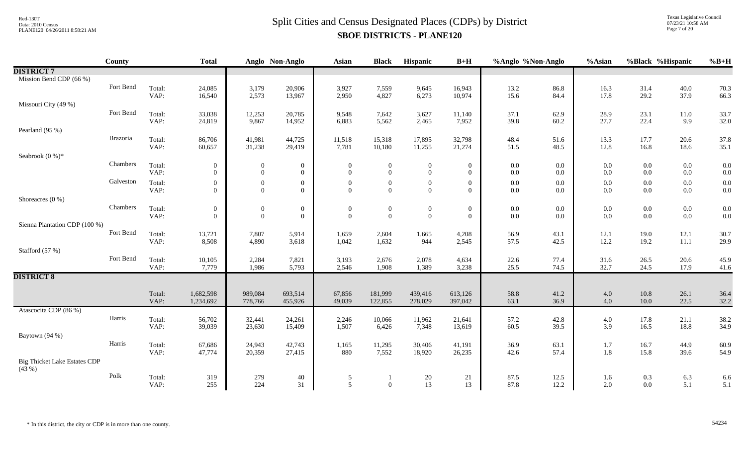# Split Cities and Census Designated Places (CDPs) by District

## SBOE DISTRICTS - PLANE120

| | County | | Total | Anglo | Non-Anglo | Asian | Black | Hispanic | B+H | %Anglo | %Non-Anglo | %Asian | %Black | %Hispanic | %B+H |
|---|---|---|---|---|---|---|---|---|---|---|---|---|---|---|---|
| **DISTRICT 7** | | | | | | | | | | | | | | | |
| Mission Bend CDP (66 %) | | | | | | | | | | | | | | | |
| | Fort Bend | Total: | 24,085 | 3,179 | 20,906 | 3,927 | 7,559 | 9,645 | 16,943 | 13.2 | 86.8 | 16.3 | 31.4 | 40.0 | 70.3 |
| | | VAP: | 16,540 | 2,573 | 13,967 | 2,950 | 4,827 | 6,273 | 10,974 | 15.6 | 84.4 | 17.8 | 29.2 | 37.9 | 66.3 |
| Missouri City (49 %) | | | | | | | | | | | | | | | |
| | Fort Bend | Total: | 33,038 | 12,253 | 20,785 | 9,548 | 7,642 | 3,627 | 11,140 | 37.1 | 62.9 | 28.9 | 23.1 | 11.0 | 33.7 |
| | | VAP: | 24,819 | 9,867 | 14,952 | 6,883 | 5,562 | 2,465 | 7,952 | 39.8 | 60.2 | 27.7 | 22.4 | 9.9 | 32.0 |
| Pearland (95 %) | | | | | | | | | | | | | | | |
| | Brazoria | Total: | 86,706 | 41,981 | 44,725 | 11,518 | 15,318 | 17,895 | 32,798 | 48.4 | 51.6 | 13.3 | 17.7 | 20.6 | 37.8 |
| | | VAP: | 60,657 | 31,238 | 29,419 | 7,781 | 10,180 | 11,255 | 21,274 | 51.5 | 48.5 | 12.8 | 16.8 | 18.6 | 35.1 |
| Seabrook (0 %)* | | | | | | | | | | | | | | | |
| | Chambers | Total: | 0 | 0 | 0 | 0 | 0 | 0 | 0 | 0.0 | 0.0 | 0.0 | 0.0 | 0.0 | 0.0 |
| | | VAP: | 0 | 0 | 0 | 0 | 0 | 0 | 0 | 0.0 | 0.0 | 0.0 | 0.0 | 0.0 | 0.0 |
| | Galveston | Total: | 0 | 0 | 0 | 0 | 0 | 0 | 0 | 0.0 | 0.0 | 0.0 | 0.0 | 0.0 | 0.0 |
| | | VAP: | 0 | 0 | 0 | 0 | 0 | 0 | 0 | 0.0 | 0.0 | 0.0 | 0.0 | 0.0 | 0.0 |
| Shoreacres (0 %) | | | | | | | | | | | | | | | |
| | Chambers | Total: | 0 | 0 | 0 | 0 | 0 | 0 | 0 | 0.0 | 0.0 | 0.0 | 0.0 | 0.0 | 0.0 |
| | | VAP: | 0 | 0 | 0 | 0 | 0 | 0 | 0 | 0.0 | 0.0 | 0.0 | 0.0 | 0.0 | 0.0 |
| Sienna Plantation CDP (100 %) | | | | | | | | | | | | | | | |
| | Fort Bend | Total: | 13,721 | 7,807 | 5,914 | 1,659 | 2,604 | 1,665 | 4,208 | 56.9 | 43.1 | 12.1 | 19.0 | 12.1 | 30.7 |
| | | VAP: | 8,508 | 4,890 | 3,618 | 1,042 | 1,632 | 944 | 2,545 | 57.5 | 42.5 | 12.2 | 19.2 | 11.1 | 29.9 |
| Stafford (57 %) | | | | | | | | | | | | | | | |
| | Fort Bend | Total: | 10,105 | 2,284 | 7,821 | 3,193 | 2,676 | 2,078 | 4,634 | 22.6 | 77.4 | 31.6 | 26.5 | 20.6 | 45.9 |
| | | VAP: | 7,779 | 1,986 | 5,793 | 2,546 | 1,908 | 1,389 | 3,238 | 25.5 | 74.5 | 32.7 | 24.5 | 17.9 | 41.6 |
| **DISTRICT 8** | | | | | | | | | | | | | | | |
| | | Total: | 1,682,598 | 989,084 | 693,514 | 67,856 | 181,999 | 439,416 | 613,126 | 58.8 | 41.2 | 4.0 | 10.8 | 26.1 | 36.4 |
| | | VAP: | 1,234,692 | 778,766 | 455,926 | 49,039 | 122,855 | 278,029 | 397,042 | 63.1 | 36.9 | 4.0 | 10.0 | 22.5 | 32.2 |
| Atascocita CDP (86 %) | | | | | | | | | | | | | | | |
| | Harris | Total: | 56,702 | 32,441 | 24,261 | 2,246 | 10,066 | 11,962 | 21,641 | 57.2 | 42.8 | 4.0 | 17.8 | 21.1 | 38.2 |
| | | VAP: | 39,039 | 23,630 | 15,409 | 1,507 | 6,426 | 7,348 | 13,619 | 60.5 | 39.5 | 3.9 | 16.5 | 18.8 | 34.9 |
| Baytown (94 %) | | | | | | | | | | | | | | | |
| | Harris | Total: | 67,686 | 24,943 | 42,743 | 1,165 | 11,295 | 30,406 | 41,191 | 36.9 | 63.1 | 1.7 | 16.7 | 44.9 | 60.9 |
| | | VAP: | 47,774 | 20,359 | 27,415 | 880 | 7,552 | 18,920 | 26,235 | 42.6 | 57.4 | 1.8 | 15.8 | 39.6 | 54.9 |
| Big Thicket Lake Estates CDP (43 %) | | | | | | | | | | | | | | | |
| | Polk | Total: | 319 | 279 | 40 | 5 | 1 | 20 | 21 | 87.5 | 12.5 | 1.6 | 0.3 | 6.3 | 6.6 |
| | | VAP: | 255 | 224 | 31 | 5 | 0 | 13 | 13 | 87.8 | 12.2 | 2.0 | 0.0 | 5.1 | 5.1 |

* In this district, the city or CDP is in more than one county.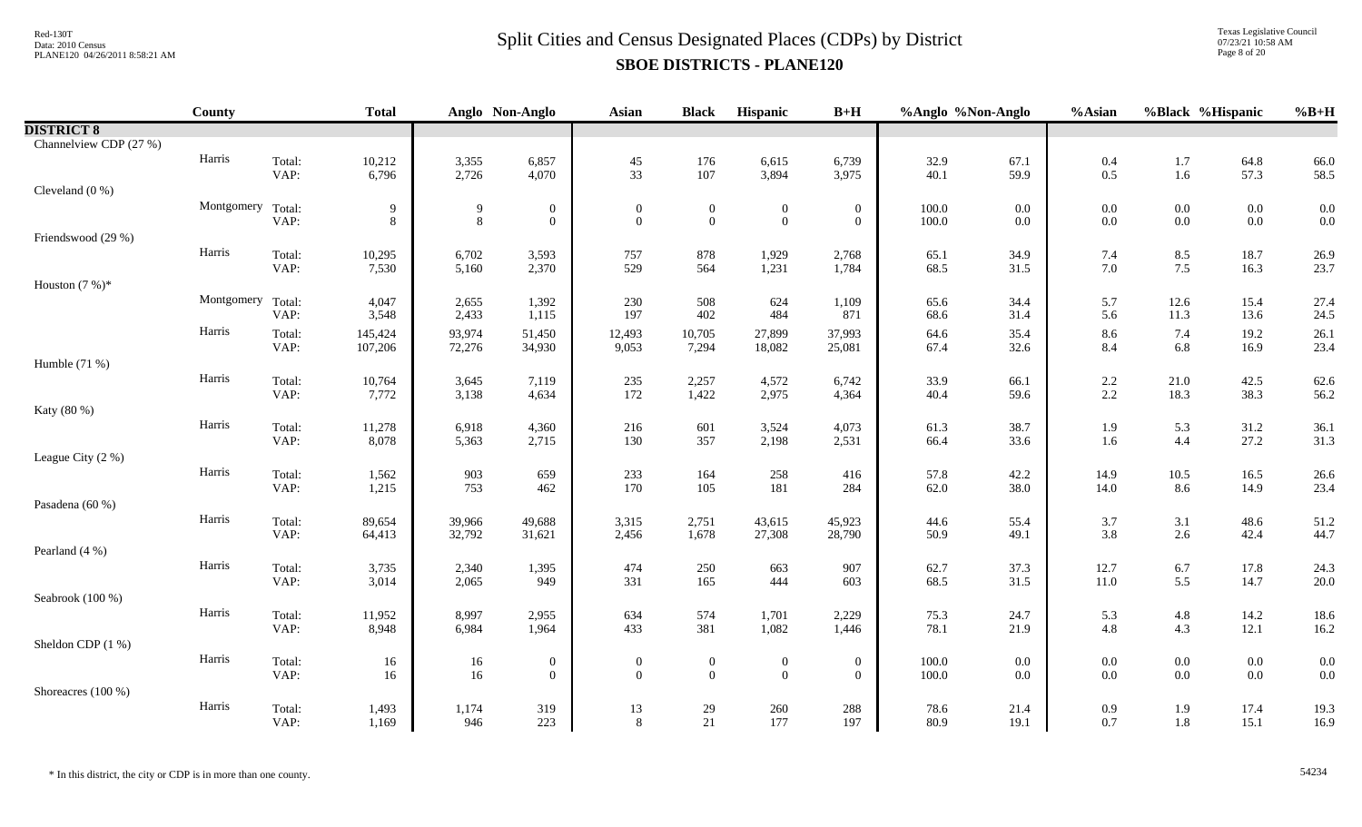# Split Cities and Census Designated Places (CDPs) by District

## SBOE DISTRICTS - PLANE120

| | County | | Total | Anglo | Non-Anglo | Asian | Black | Hispanic | B+H | %Anglo | %Non-Anglo | %Asian | %Black | %Hispanic | %B+H |
|---|---|---|---|---|---|---|---|---|---|---|---|---|---|---|---|
| **DISTRICT 8** | | | | | | | | | | | | | | | |
| Channelview CDP (27 %) | | | | | | | | | | | | | | | |
| | Harris | Total: | 10,212 | 3,355 | 6,857 | 45 | 176 | 6,615 | 6,739 | 32.9 | 67.1 | 0.4 | 1.7 | 64.8 | 66.0 |
| | | VAP: | 6,796 | 2,726 | 4,070 | 33 | 107 | 3,894 | 3,975 | 40.1 | 59.9 | 0.5 | 1.6 | 57.3 | 58.5 |
| Cleveland (0 %) | | | | | | | | | | | | | | | |
| | Montgomery | Total: | 9 | 9 | 0 | 0 | 0 | 0 | 0 | 100.0 | 0.0 | 0.0 | 0.0 | 0.0 | 0.0 |
| | | VAP: | 8 | 8 | 0 | 0 | 0 | 0 | 0 | 100.0 | 0.0 | 0.0 | 0.0 | 0.0 | 0.0 |
| Friendswood (29 %) | | | | | | | | | | | | | | | |
| | Harris | Total: | 10,295 | 6,702 | 3,593 | 757 | 878 | 1,929 | 2,768 | 65.1 | 34.9 | 7.4 | 8.5 | 18.7 | 26.9 |
| | | VAP: | 7,530 | 5,160 | 2,370 | 529 | 564 | 1,231 | 1,784 | 68.5 | 31.5 | 7.0 | 7.5 | 16.3 | 23.7 |
| Houston (7 %)* | | | | | | | | | | | | | | | |
| | Montgomery | Total: | 4,047 | 2,655 | 1,392 | 230 | 508 | 624 | 1,109 | 65.6 | 34.4 | 5.7 | 12.6 | 15.4 | 27.4 |
| | | VAP: | 3,548 | 2,433 | 1,115 | 197 | 402 | 484 | 871 | 68.6 | 31.4 | 5.6 | 11.3 | 13.6 | 24.5 |
| | Harris | Total: | 145,424 | 93,974 | 51,450 | 12,493 | 10,705 | 27,899 | 37,993 | 64.6 | 35.4 | 8.6 | 7.4 | 19.2 | 26.1 |
| | | VAP: | 107,206 | 72,276 | 34,930 | 9,053 | 7,294 | 18,082 | 25,081 | 67.4 | 32.6 | 8.4 | 6.8 | 16.9 | 23.4 |
| Humble (71 %) | | | | | | | | | | | | | | | |
| | Harris | Total: | 10,764 | 3,645 | 7,119 | 235 | 2,257 | 4,572 | 6,742 | 33.9 | 66.1 | 2.2 | 21.0 | 42.5 | 62.6 |
| | | VAP: | 7,772 | 3,138 | 4,634 | 172 | 1,422 | 2,975 | 4,364 | 40.4 | 59.6 | 2.2 | 18.3 | 38.3 | 56.2 |
| Katy (80 %) | | | | | | | | | | | | | | | |
| | Harris | Total: | 11,278 | 6,918 | 4,360 | 216 | 601 | 3,524 | 4,073 | 61.3 | 38.7 | 1.9 | 5.3 | 31.2 | 36.1 |
| | | VAP: | 8,078 | 5,363 | 2,715 | 130 | 357 | 2,198 | 2,531 | 66.4 | 33.6 | 1.6 | 4.4 | 27.2 | 31.3 |
| League City (2 %) | | | | | | | | | | | | | | | |
| | Harris | Total: | 1,562 | 903 | 659 | 233 | 164 | 258 | 416 | 57.8 | 42.2 | 14.9 | 10.5 | 16.5 | 26.6 |
| | | VAP: | 1,215 | 753 | 462 | 170 | 105 | 181 | 284 | 62.0 | 38.0 | 14.0 | 8.6 | 14.9 | 23.4 |
| Pasadena (60 %) | | | | | | | | | | | | | | | |
| | Harris | Total: | 89,654 | 39,966 | 49,688 | 3,315 | 2,751 | 43,615 | 45,923 | 44.6 | 55.4 | 3.7 | 3.1 | 48.6 | 51.2 |
| | | VAP: | 64,413 | 32,792 | 31,621 | 2,456 | 1,678 | 27,308 | 28,790 | 50.9 | 49.1 | 3.8 | 2.6 | 42.4 | 44.7 |
| Pearland (4 %) | | | | | | | | | | | | | | | |
| | Harris | Total: | 3,735 | 2,340 | 1,395 | 474 | 250 | 663 | 907 | 62.7 | 37.3 | 12.7 | 6.7 | 17.8 | 24.3 |
| | | VAP: | 3,014 | 2,065 | 949 | 331 | 165 | 444 | 603 | 68.5 | 31.5 | 11.0 | 5.5 | 14.7 | 20.0 |
| Seabrook (100 %) | | | | | | | | | | | | | | | |
| | Harris | Total: | 11,952 | 8,997 | 2,955 | 634 | 574 | 1,701 | 2,229 | 75.3 | 24.7 | 5.3 | 4.8 | 14.2 | 18.6 |
| | | VAP: | 8,948 | 6,984 | 1,964 | 433 | 381 | 1,082 | 1,446 | 78.1 | 21.9 | 4.8 | 4.3 | 12.1 | 16.2 |
| Sheldon CDP (1 %) | | | | | | | | | | | | | | | |
| | Harris | Total: | 16 | 16 | 0 | 0 | 0 | 0 | 0 | 100.0 | 0.0 | 0.0 | 0.0 | 0.0 | 0.0 |
| | | VAP: | 16 | 16 | 0 | 0 | 0 | 0 | 0 | 100.0 | 0.0 | 0.0 | 0.0 | 0.0 | 0.0 |
| Shoreacres (100 %) | | | | | | | | | | | | | | | |
| | Harris | Total: | 1,493 | 1,174 | 319 | 13 | 29 | 260 | 288 | 78.6 | 21.4 | 0.9 | 1.9 | 17.4 | 19.3 |
| | | VAP: | 1,169 | 946 | 223 | 8 | 21 | 177 | 197 | 80.9 | 19.1 | 0.7 | 1.8 | 15.1 | 16.9 |

\* In this district, the city or CDP is in more than one county.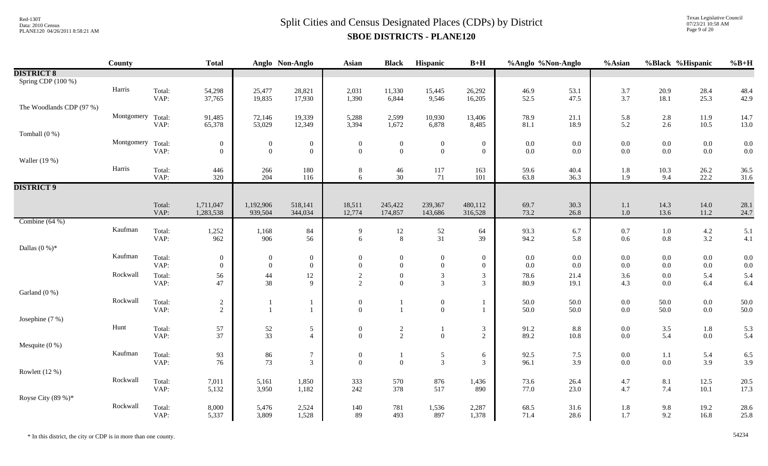# Split Cities and Census Designated Places (CDPs) by District

## SBOE DISTRICTS - PLANE120

| | County | | Total | Anglo | Non-Anglo | Asian | Black | Hispanic | B+H | %Anglo | %Non-Anglo | %Asian | %Black | %Hispanic | %B+H |
|---|---|---|---|---|---|---|---|---|---|---|---|---|---|---|---|
| **DISTRICT 8** | | | | | | | | | | | | | | | |
| Spring CDP (100 %) | | | | | | | | | | | | | | | |
| | Harris | Total: | 54,298 | 25,477 | 28,821 | 2,031 | 11,330 | 15,445 | 26,292 | 46.9 | 53.1 | 3.7 | 20.9 | 28.4 | 48.4 |
| | | VAP: | 37,765 | 19,835 | 17,930 | 1,390 | 6,844 | 9,546 | 16,205 | 52.5 | 47.5 | 3.7 | 18.1 | 25.3 | 42.9 |
| The Woodlands CDP (97 %) | | | | | | | | | | | | | | | |
| | Montgomery | Total: | 91,485 | 72,146 | 19,339 | 5,288 | 2,599 | 10,930 | 13,406 | 78.9 | 21.1 | 5.8 | 2.8 | 11.9 | 14.7 |
| | | VAP: | 65,378 | 53,029 | 12,349 | 3,394 | 1,672 | 6,878 | 8,485 | 81.1 | 18.9 | 5.2 | 2.6 | 10.5 | 13.0 |
| Tomball (0 %) | | | | | | | | | | | | | | | |
| | Montgomery | Total: | 0 | 0 | 0 | 0 | 0 | 0 | 0 | 0.0 | 0.0 | 0.0 | 0.0 | 0.0 | 0.0 |
| | | VAP: | 0 | 0 | 0 | 0 | 0 | 0 | 0 | 0.0 | 0.0 | 0.0 | 0.0 | 0.0 | 0.0 |
| Waller (19 %) | | | | | | | | | | | | | | | |
| | Harris | Total: | 446 | 266 | 180 | 8 | 46 | 117 | 163 | 59.6 | 40.4 | 1.8 | 10.3 | 26.2 | 36.5 |
| | | VAP: | 320 | 204 | 116 | 6 | 30 | 71 | 101 | 63.8 | 36.3 | 1.9 | 9.4 | 22.2 | 31.6 |
| **DISTRICT 9** | | | | | | | | | | | | | | | |
| | | Total: | 1,711,047 | 1,192,906 | 518,141 | 18,511 | 245,422 | 239,367 | 480,112 | 69.7 | 30.3 | 1.1 | 14.3 | 14.0 | 28.1 |
| | | VAP: | 1,283,538 | 939,504 | 344,034 | 12,774 | 174,857 | 143,686 | 316,528 | 73.2 | 26.8 | 1.0 | 13.6 | 11.2 | 24.7 |
| Combine (64 %) | | | | | | | | | | | | | | | |
| | Kaufman | Total: | 1,252 | 1,168 | 84 | 9 | 12 | 52 | 64 | 93.3 | 6.7 | 0.7 | 1.0 | 4.2 | 5.1 |
| | | VAP: | 962 | 906 | 56 | 6 | 8 | 31 | 39 | 94.2 | 5.8 | 0.6 | 0.8 | 3.2 | 4.1 |
| Dallas (0 %)* | | | | | | | | | | | | | | | |
| | Kaufman | Total: | 0 | 0 | 0 | 0 | 0 | 0 | 0 | 0.0 | 0.0 | 0.0 | 0.0 | 0.0 | 0.0 |
| | | VAP: | 0 | 0 | 0 | 0 | 0 | 0 | 0 | 0.0 | 0.0 | 0.0 | 0.0 | 0.0 | 0.0 |
| | Rockwall | Total: | 56 | 44 | 12 | 2 | 0 | 3 | 3 | 78.6 | 21.4 | 3.6 | 0.0 | 5.4 | 5.4 |
| | | VAP: | 47 | 38 | 9 | 2 | 0 | 3 | 3 | 80.9 | 19.1 | 4.3 | 0.0 | 6.4 | 6.4 |
| Garland (0 %) | | | | | | | | | | | | | | | |
| | Rockwall | Total: | 2 | 1 | 1 | 0 | 1 | 0 | 1 | 50.0 | 50.0 | 0.0 | 50.0 | 0.0 | 50.0 |
| | | VAP: | 2 | 1 | 1 | 0 | 1 | 0 | 1 | 50.0 | 50.0 | 0.0 | 50.0 | 0.0 | 50.0 |
| Josephine (7 %) | | | | | | | | | | | | | | | |
| | Hunt | Total: | 57 | 52 | 5 | 0 | 2 | 1 | 3 | 91.2 | 8.8 | 0.0 | 3.5 | 1.8 | 5.3 |
| | | VAP: | 37 | 33 | 4 | 0 | 2 | 0 | 2 | 89.2 | 10.8 | 0.0 | 5.4 | 0.0 | 5.4 |
| Mesquite (0 %) | | | | | | | | | | | | | | | |
| | Kaufman | Total: | 93 | 86 | 7 | 0 | 1 | 5 | 6 | 92.5 | 7.5 | 0.0 | 1.1 | 5.4 | 6.5 |
| | | VAP: | 76 | 73 | 3 | 0 | 0 | 3 | 3 | 96.1 | 3.9 | 0.0 | 0.0 | 3.9 | 3.9 |
| Rowlett (12 %) | | | | | | | | | | | | | | | |
| | Rockwall | Total: | 7,011 | 5,161 | 1,850 | 333 | 570 | 876 | 1,436 | 73.6 | 26.4 | 4.7 | 8.1 | 12.5 | 20.5 |
| | | VAP: | 5,132 | 3,950 | 1,182 | 242 | 378 | 517 | 890 | 77.0 | 23.0 | 4.7 | 7.4 | 10.1 | 17.3 |
| Royse City (89 %)* | | | | | | | | | | | | | | | |
| | Rockwall | Total: | 8,000 | 5,476 | 2,524 | 140 | 781 | 1,536 | 2,287 | 68.5 | 31.6 | 1.8 | 9.8 | 19.2 | 28.6 |
| | | VAP: | 5,337 | 3,809 | 1,528 | 89 | 493 | 897 | 1,378 | 71.4 | 28.6 | 1.7 | 9.2 | 16.8 | 25.8 |

* In this district, the city or CDP is in more than one county.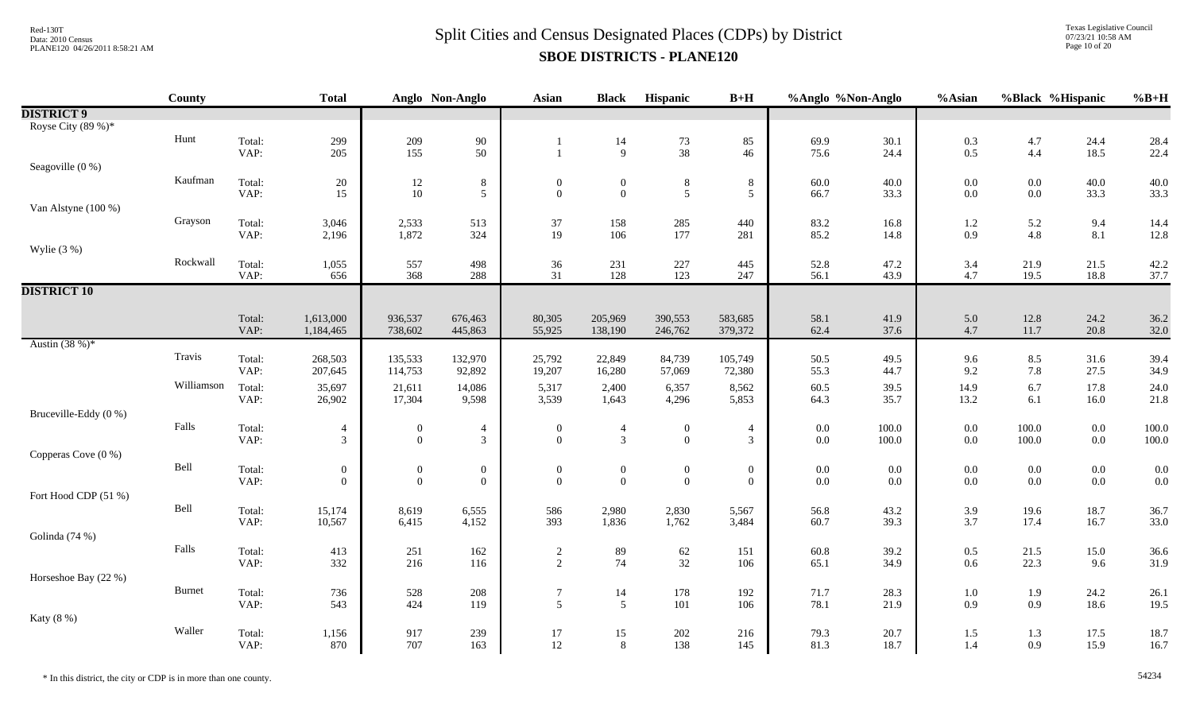# Split Cities and Census Designated Places (CDPs) by District

## SBOE DISTRICTS - PLANE120

| | County | | Total | Anglo | Non-Anglo | Asian | Black | Hispanic | B+H | %Anglo | %Non-Anglo | %Asian | %Black | %Hispanic | %B+H |
|---|---|---|---|---|---|---|---|---|---|---|---|---|---|---|---|
| **DISTRICT 9** | | | | | | | | | | | | | | | |
| Royse City (89 %)* | | | | | | | | | | | | | | | |
| | Hunt | Total: | 299 | 209 | 90 | 1 | 14 | 73 | 85 | 69.9 | 30.1 | 0.3 | 4.7 | 24.4 | 28.4 |
| | | VAP: | 205 | 155 | 50 | 1 | 9 | 38 | 46 | 75.6 | 24.4 | 0.5 | 4.4 | 18.5 | 22.4 |
| Seagoville (0 %) | | | | | | | | | | | | | | | |
| | Kaufman | Total: | 20 | 12 | 8 | 0 | 0 | 8 | 8 | 60.0 | 40.0 | 0.0 | 0.0 | 40.0 | 40.0 |
| | | VAP: | 15 | 10 | 5 | 0 | 0 | 5 | 5 | 66.7 | 33.3 | 0.0 | 0.0 | 33.3 | 33.3 |
| Van Alstyne (100 %) | | | | | | | | | | | | | | | |
| | Grayson | Total: | 3,046 | 2,533 | 513 | 37 | 158 | 285 | 440 | 83.2 | 16.8 | 1.2 | 5.2 | 9.4 | 14.4 |
| | | VAP: | 2,196 | 1,872 | 324 | 19 | 106 | 177 | 281 | 85.2 | 14.8 | 0.9 | 4.8 | 8.1 | 12.8 |
| Wylie (3 %) | | | | | | | | | | | | | | | |
| | Rockwall | Total: | 1,055 | 557 | 498 | 36 | 231 | 227 | 445 | 52.8 | 47.2 | 3.4 | 21.9 | 21.5 | 42.2 |
| | | VAP: | 656 | 368 | 288 | 31 | 128 | 123 | 247 | 56.1 | 43.9 | 4.7 | 19.5 | 18.8 | 37.7 |
| **DISTRICT 10** | | | | | | | | | | | | | | | |
| | | Total: | 1,613,000 | 936,537 | 676,463 | 80,305 | 205,969 | 390,553 | 583,685 | 58.1 | 41.9 | 5.0 | 12.8 | 24.2 | 36.2 |
| | | VAP: | 1,184,465 | 738,602 | 445,863 | 55,925 | 138,190 | 246,762 | 379,372 | 62.4 | 37.6 | 4.7 | 11.7 | 20.8 | 32.0 |
| Austin (38 %)* | | | | | | | | | | | | | | | |
| | Travis | Total: | 268,503 | 135,533 | 132,970 | 25,792 | 22,849 | 84,739 | 105,749 | 50.5 | 49.5 | 9.6 | 8.5 | 31.6 | 39.4 |
| | | VAP: | 207,645 | 114,753 | 92,892 | 19,207 | 16,280 | 57,069 | 72,380 | 55.3 | 44.7 | 9.2 | 7.8 | 27.5 | 34.9 |
| | Williamson | Total: | 35,697 | 21,611 | 14,086 | 5,317 | 2,400 | 6,357 | 8,562 | 60.5 | 39.5 | 14.9 | 6.7 | 17.8 | 24.0 |
| | | VAP: | 26,902 | 17,304 | 9,598 | 3,539 | 1,643 | 4,296 | 5,853 | 64.3 | 35.7 | 13.2 | 6.1 | 16.0 | 21.8 |
| Bruceville-Eddy (0 %) | | | | | | | | | | | | | | | |
| | Falls | Total: | 4 | 0 | 4 | 0 | 4 | 0 | 4 | 0.0 | 100.0 | 0.0 | 100.0 | 0.0 | 100.0 |
| | | VAP: | 3 | 0 | 3 | 0 | 3 | 0 | 3 | 0.0 | 100.0 | 0.0 | 100.0 | 0.0 | 100.0 |
| Copperas Cove (0 %) | | | | | | | | | | | | | | | |
| | Bell | Total: | 0 | 0 | 0 | 0 | 0 | 0 | 0 | 0.0 | 0.0 | 0.0 | 0.0 | 0.0 | 0.0 |
| | | VAP: | 0 | 0 | 0 | 0 | 0 | 0 | 0 | 0.0 | 0.0 | 0.0 | 0.0 | 0.0 | 0.0 |
| Fort Hood CDP (51 %) | | | | | | | | | | | | | | | |
| | Bell | Total: | 15,174 | 8,619 | 6,555 | 586 | 2,980 | 2,830 | 5,567 | 56.8 | 43.2 | 3.9 | 19.6 | 18.7 | 36.7 |
| | | VAP: | 10,567 | 6,415 | 4,152 | 393 | 1,836 | 1,762 | 3,484 | 60.7 | 39.3 | 3.7 | 17.4 | 16.7 | 33.0 |
| Golinda (74 %) | | | | | | | | | | | | | | | |
| | Falls | Total: | 413 | 251 | 162 | 2 | 89 | 62 | 151 | 60.8 | 39.2 | 0.5 | 21.5 | 15.0 | 36.6 |
| | | VAP: | 332 | 216 | 116 | 2 | 74 | 32 | 106 | 65.1 | 34.9 | 0.6 | 22.3 | 9.6 | 31.9 |
| Horseshoe Bay (22 %) | | | | | | | | | | | | | | | |
| | Burnet | Total: | 736 | 528 | 208 | 7 | 14 | 178 | 192 | 71.7 | 28.3 | 1.0 | 1.9 | 24.2 | 26.1 |
| | | VAP: | 543 | 424 | 119 | 5 | 5 | 101 | 106 | 78.1 | 21.9 | 0.9 | 0.9 | 18.6 | 19.5 |
| Katy (8 %) | | | | | | | | | | | | | | | |
| | Waller | Total: | 1,156 | 917 | 239 | 17 | 15 | 202 | 216 | 79.3 | 20.7 | 1.5 | 1.3 | 17.5 | 18.7 |
| | | VAP: | 870 | 707 | 163 | 12 | 8 | 138 | 145 | 81.3 | 18.7 | 1.4 | 0.9 | 15.9 | 16.7 |

* In this district, the city or CDP is in more than one county.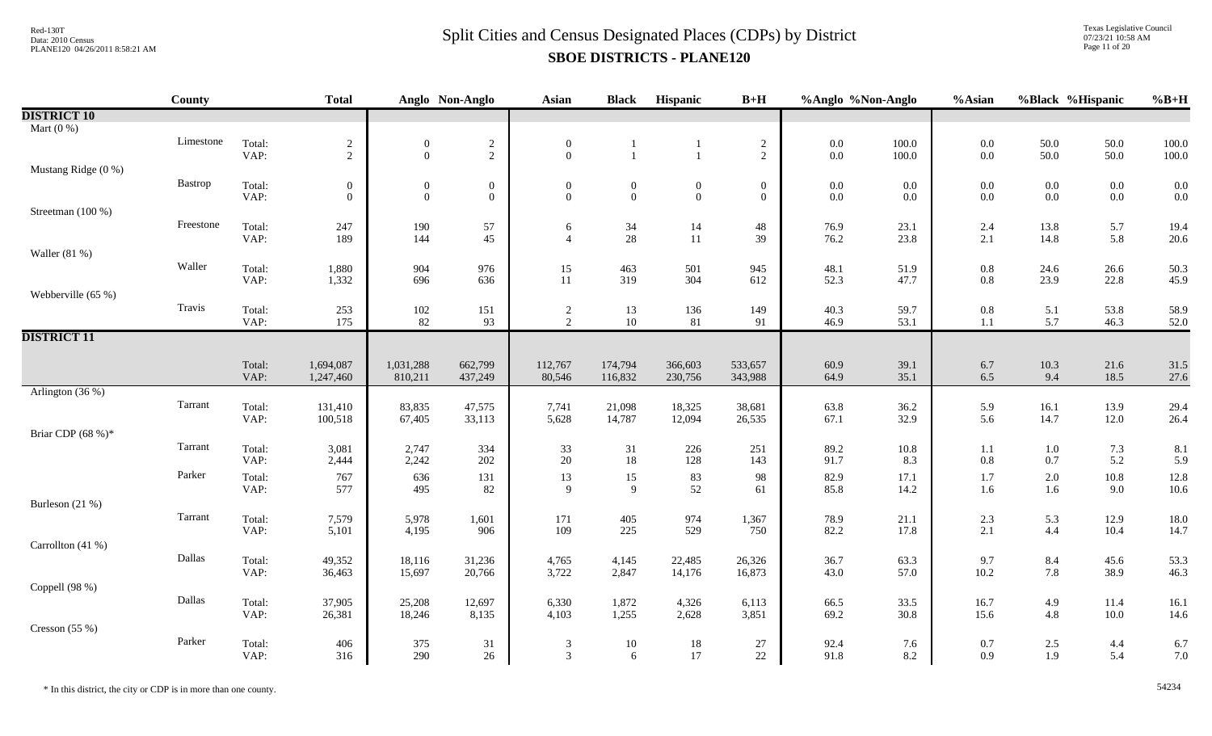# Split Cities and Census Designated Places (CDPs) by District

## SBOE DISTRICTS - PLANE120

Red-130T
Data: 2010 Census
PLANE120 04/26/2011 8:58:21 AM

Texas Legislative Council
07/23/21 10:58 AM

| | County | | Total | Anglo | Non-Anglo | Asian | Black | Hispanic | B+H | %Anglo | %Non-Anglo | %Asian | %Black | %Hispanic | %B+H |
|---|---|---|---|---|---|---|---|---|---|---|---|---|---|---|---|
| **DISTRICT 10** | | | | | | | | | | | | | | | |
| Mart (0 %) | | | | | | | | | | | | | | | |
| | Limestone | Total: | 2 | 0 | 2 | 0 | 1 | 1 | 2 | 0.0 | 100.0 | 0.0 | 50.0 | 50.0 | 100.0 |
| | | VAP: | 2 | 0 | 2 | 0 | 1 | 1 | 2 | 0.0 | 100.0 | 0.0 | 50.0 | 50.0 | 100.0 |
| Mustang Ridge (0 %) | | | | | | | | | | | | | | | |
| | Bastrop | Total: | 0 | 0 | 0 | 0 | 0 | 0 | 0 | 0.0 | 0.0 | 0.0 | 0.0 | 0.0 | 0.0 |
| | | VAP: | 0 | 0 | 0 | 0 | 0 | 0 | 0 | 0.0 | 0.0 | 0.0 | 0.0 | 0.0 | 0.0 |
| Streetman (100 %) | | | | | | | | | | | | | | | |
| | Freestone | Total: | 247 | 190 | 57 | 6 | 34 | 14 | 48 | 76.9 | 23.1 | 2.4 | 13.8 | 5.7 | 19.4 |
| | | VAP: | 189 | 144 | 45 | 4 | 28 | 11 | 39 | 76.2 | 23.8 | 2.1 | 14.8 | 5.8 | 20.6 |
| Waller (81 %) | | | | | | | | | | | | | | | |
| | Waller | Total: | 1,880 | 904 | 976 | 15 | 463 | 501 | 945 | 48.1 | 51.9 | 0.8 | 24.6 | 26.6 | 50.3 |
| | | VAP: | 1,332 | 696 | 636 | 11 | 319 | 304 | 612 | 52.3 | 47.7 | 0.8 | 23.9 | 22.8 | 45.9 |
| Webberville (65 %) | | | | | | | | | | | | | | | |
| | Travis | Total: | 253 | 102 | 151 | 2 | 13 | 136 | 149 | 40.3 | 59.7 | 0.8 | 5.1 | 53.8 | 58.9 |
| | | VAP: | 175 | 82 | 93 | 2 | 10 | 81 | 91 | 46.9 | 53.1 | 1.1 | 5.7 | 46.3 | 52.0 |
| **DISTRICT 11** | | | | | | | | | | | | | | | |
| | | Total: | 1,694,087 | 1,031,288 | 662,799 | 112,767 | 174,794 | 366,603 | 533,657 | 60.9 | 39.1 | 6.7 | 10.3 | 21.6 | 31.5 |
| | | VAP: | 1,247,460 | 810,211 | 437,249 | 80,546 | 116,832 | 230,756 | 343,988 | 64.9 | 35.1 | 6.5 | 9.4 | 18.5 | 27.6 |
| Arlington (36 %) | | | | | | | | | | | | | | | |
| | Tarrant | Total: | 131,410 | 83,835 | 47,575 | 7,741 | 21,098 | 18,325 | 38,681 | 63.8 | 36.2 | 5.9 | 16.1 | 13.9 | 29.4 |
| | | VAP: | 100,518 | 67,405 | 33,113 | 5,628 | 14,787 | 12,094 | 26,535 | 67.1 | 32.9 | 5.6 | 14.7 | 12.0 | 26.4 |
| Briar CDP (68 %)* | | | | | | | | | | | | | | | |
| | Tarrant | Total: | 3,081 | 2,747 | 334 | 33 | 31 | 226 | 251 | 89.2 | 10.8 | 1.1 | 1.0 | 7.3 | 8.1 |
| | | VAP: | 2,444 | 2,242 | 202 | 20 | 18 | 128 | 143 | 91.7 | 8.3 | 0.8 | 0.7 | 5.2 | 5.9 |
| | Parker | Total: | 767 | 636 | 131 | 13 | 15 | 83 | 98 | 82.9 | 17.1 | 1.7 | 2.0 | 10.8 | 12.8 |
| | | VAP: | 577 | 495 | 82 | 9 | 9 | 52 | 61 | 85.8 | 14.2 | 1.6 | 1.6 | 9.0 | 10.6 |
| Burleson (21 %) | | | | | | | | | | | | | | | |
| | Tarrant | Total: | 7,579 | 5,978 | 1,601 | 171 | 405 | 974 | 1,367 | 78.9 | 21.1 | 2.3 | 5.3 | 12.9 | 18.0 |
| | | VAP: | 5,101 | 4,195 | 906 | 109 | 225 | 529 | 750 | 82.2 | 17.8 | 2.1 | 4.4 | 10.4 | 14.7 |
| Carrollton (41 %) | | | | | | | | | | | | | | | |
| | Dallas | Total: | 49,352 | 18,116 | 31,236 | 4,765 | 4,145 | 22,485 | 26,326 | 36.7 | 63.3 | 9.7 | 8.4 | 45.6 | 53.3 |
| | | VAP: | 36,463 | 15,697 | 20,766 | 3,722 | 2,847 | 14,176 | 16,873 | 43.0 | 57.0 | 10.2 | 7.8 | 38.9 | 46.3 |
| Coppell (98 %) | | | | | | | | | | | | | | | |
| | Dallas | Total: | 37,905 | 25,208 | 12,697 | 6,330 | 1,872 | 4,326 | 6,113 | 66.5 | 33.5 | 16.7 | 4.9 | 11.4 | 16.1 |
| | | VAP: | 26,381 | 18,246 | 8,135 | 4,103 | 1,255 | 2,628 | 3,851 | 69.2 | 30.8 | 15.6 | 4.8 | 10.0 | 14.6 |
| Cresson (55 %) | | | | | | | | | | | | | | | |
| | Parker | Total: | 406 | 375 | 31 | 3 | 10 | 18 | 27 | 92.4 | 7.6 | 0.7 | 2.5 | 4.4 | 6.7 |
| | | VAP: | 316 | 290 | 26 | 3 | 6 | 17 | 22 | 91.8 | 8.2 | 0.9 | 1.9 | 5.4 | 7.0 |

\* In this district, the city or CDP is in more than one county.

54234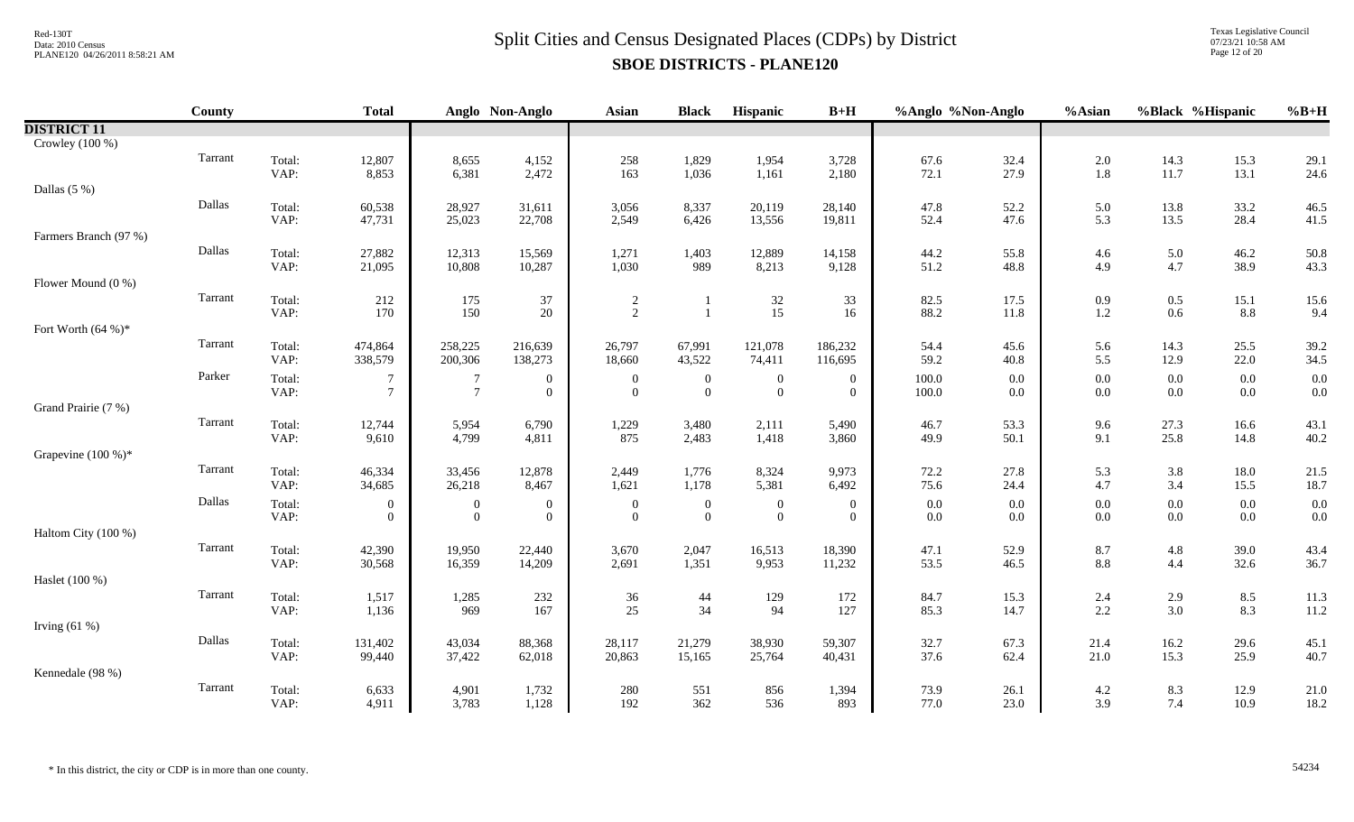# Split Cities and Census Designated Places (CDPs) by District

## SBOE DISTRICTS - PLANE120

| | County | | Total | Anglo | Non-Anglo | Asian | Black | Hispanic | B+H | %Anglo | %Non-Anglo | %Asian | %Black | %Hispanic | %B+H |
|---|---|---|---|---|---|---|---|---|---|---|---|---|---|---|---|
| **DISTRICT 11** | | | | | | | | | | | | | | | |
| Crowley (100 %) | | | | | | | | | | | | | | | |
| | Tarrant | Total: | 12,807 | 8,655 | 4,152 | 258 | 1,829 | 1,954 | 3,728 | 67.6 | 32.4 | 2.0 | 14.3 | 15.3 | 29.1 |
| | | VAP: | 8,853 | 6,381 | 2,472 | 163 | 1,036 | 1,161 | 2,180 | 72.1 | 27.9 | 1.8 | 11.7 | 13.1 | 24.6 |
| Dallas (5 %) | | | | | | | | | | | | | | | |
| | Dallas | Total: | 60,538 | 28,927 | 31,611 | 3,056 | 8,337 | 20,119 | 28,140 | 47.8 | 52.2 | 5.0 | 13.8 | 33.2 | 46.5 |
| | | VAP: | 47,731 | 25,023 | 22,708 | 2,549 | 6,426 | 13,556 | 19,811 | 52.4 | 47.6 | 5.3 | 13.5 | 28.4 | 41.5 |
| Farmers Branch (97 %) | | | | | | | | | | | | | | | |
| | Dallas | Total: | 27,882 | 12,313 | 15,569 | 1,271 | 1,403 | 12,889 | 14,158 | 44.2 | 55.8 | 4.6 | 5.0 | 46.2 | 50.8 |
| | | VAP: | 21,095 | 10,808 | 10,287 | 1,030 | 989 | 8,213 | 9,128 | 51.2 | 48.8 | 4.9 | 4.7 | 38.9 | 43.3 |
| Flower Mound (0 %) | | | | | | | | | | | | | | | |
| | Tarrant | Total: | 212 | 175 | 37 | 2 | 1 | 32 | 33 | 82.5 | 17.5 | 0.9 | 0.5 | 15.1 | 15.6 |
| | | VAP: | 170 | 150 | 20 | 2 | 1 | 15 | 16 | 88.2 | 11.8 | 1.2 | 0.6 | 8.8 | 9.4 |
| Fort Worth (64 %)* | | | | | | | | | | | | | | | |
| | Tarrant | Total: | 474,864 | 258,225 | 216,639 | 26,797 | 67,991 | 121,078 | 186,232 | 54.4 | 45.6 | 5.6 | 14.3 | 25.5 | 39.2 |
| | | VAP: | 338,579 | 200,306 | 138,273 | 18,660 | 43,522 | 74,411 | 116,695 | 59.2 | 40.8 | 5.5 | 12.9 | 22.0 | 34.5 |
| | Parker | Total: | 7 | 7 | 0 | 0 | 0 | 0 | 0 | 100.0 | 0.0 | 0.0 | 0.0 | 0.0 | 0.0 |
| | | VAP: | 7 | 7 | 0 | 0 | 0 | 0 | 0 | 100.0 | 0.0 | 0.0 | 0.0 | 0.0 | 0.0 |
| Grand Prairie (7 %) | | | | | | | | | | | | | | | |
| | Tarrant | Total: | 12,744 | 5,954 | 6,790 | 1,229 | 3,480 | 2,111 | 5,490 | 46.7 | 53.3 | 9.6 | 27.3 | 16.6 | 43.1 |
| | | VAP: | 9,610 | 4,799 | 4,811 | 875 | 2,483 | 1,418 | 3,860 | 49.9 | 50.1 | 9.1 | 25.8 | 14.8 | 40.2 |
| Grapevine (100 %)* | | | | | | | | | | | | | | | |
| | Tarrant | Total: | 46,334 | 33,456 | 12,878 | 2,449 | 1,776 | 8,324 | 9,973 | 72.2 | 27.8 | 5.3 | 3.8 | 18.0 | 21.5 |
| | | VAP: | 34,685 | 26,218 | 8,467 | 1,621 | 1,178 | 5,381 | 6,492 | 75.6 | 24.4 | 4.7 | 3.4 | 15.5 | 18.7 |
| | Dallas | Total: | 0 | 0 | 0 | 0 | 0 | 0 | 0 | 0.0 | 0.0 | 0.0 | 0.0 | 0.0 | 0.0 |
| | | VAP: | 0 | 0 | 0 | 0 | 0 | 0 | 0 | 0.0 | 0.0 | 0.0 | 0.0 | 0.0 | 0.0 |
| Haltom City (100 %) | | | | | | | | | | | | | | | |
| | Tarrant | Total: | 42,390 | 19,950 | 22,440 | 3,670 | 2,047 | 16,513 | 18,390 | 47.1 | 52.9 | 8.7 | 4.8 | 39.0 | 43.4 |
| | | VAP: | 30,568 | 16,359 | 14,209 | 2,691 | 1,351 | 9,953 | 11,232 | 53.5 | 46.5 | 8.8 | 4.4 | 32.6 | 36.7 |
| Haslet (100 %) | | | | | | | | | | | | | | | |
| | Tarrant | Total: | 1,517 | 1,285 | 232 | 36 | 44 | 129 | 172 | 84.7 | 15.3 | 2.4 | 2.9 | 8.5 | 11.3 |
| | | VAP: | 1,136 | 969 | 167 | 25 | 34 | 94 | 127 | 85.3 | 14.7 | 2.2 | 3.0 | 8.3 | 11.2 |
| Irving (61 %) | | | | | | | | | | | | | | | |
| | Dallas | Total: | 131,402 | 43,034 | 88,368 | 28,117 | 21,279 | 38,930 | 59,307 | 32.7 | 67.3 | 21.4 | 16.2 | 29.6 | 45.1 |
| | | VAP: | 99,440 | 37,422 | 62,018 | 20,863 | 15,165 | 25,764 | 40,431 | 37.6 | 62.4 | 21.0 | 15.3 | 25.9 | 40.7 |
| Kennedale (98 %) | | | | | | | | | | | | | | | |
| | Tarrant | Total: | 6,633 | 4,901 | 1,732 | 280 | 551 | 856 | 1,394 | 73.9 | 26.1 | 4.2 | 8.3 | 12.9 | 21.0 |
| | | VAP: | 4,911 | 3,783 | 1,128 | 192 | 362 | 536 | 893 | 77.0 | 23.0 | 3.9 | 7.4 | 10.9 | 18.2 |

\* In this district, the city or CDP is in more than one county.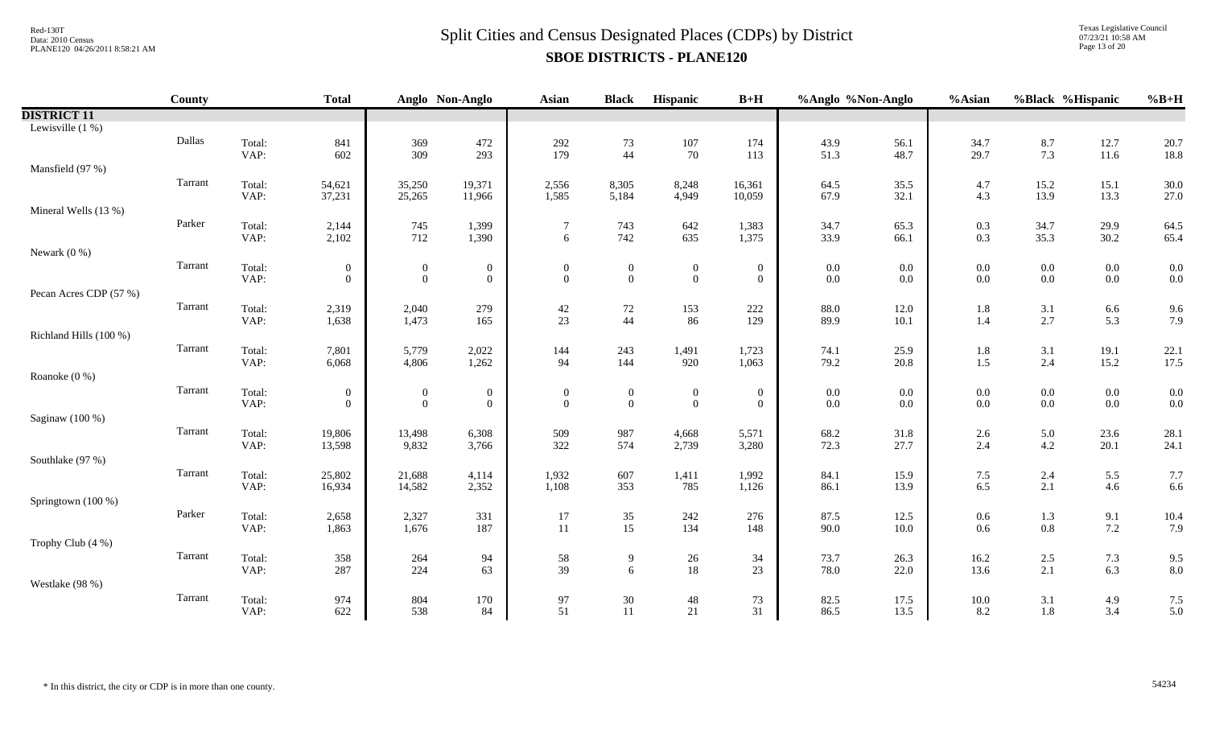# Split Cities and Census Designated Places (CDPs) by District

## SBOE DISTRICTS - PLANE120

| | County | | Total | Anglo | Non-Anglo | Asian | Black | Hispanic | B+H | %Anglo | %Non-Anglo | %Asian | %Black | %Hispanic | %B+H |
|---|---|---|---|---|---|---|---|---|---|---|---|---|---|---|---|
| **DISTRICT 11** | | | | | | | | | | | | | | | |
| Lewisville (1 %) | | | | | | | | | | | | | | | |
| | Dallas | Total: | 841 | 369 | 472 | 292 | 73 | 107 | 174 | 43.9 | 56.1 | 34.7 | 8.7 | 12.7 | 20.7 |
| | | VAP: | 602 | 309 | 293 | 179 | 44 | 70 | 113 | 51.3 | 48.7 | 29.7 | 7.3 | 11.6 | 18.8 |
| Mansfield (97 %) | | | | | | | | | | | | | | | |
| | Tarrant | Total: | 54,621 | 35,250 | 19,371 | 2,556 | 8,305 | 8,248 | 16,361 | 64.5 | 35.5 | 4.7 | 15.2 | 15.1 | 30.0 |
| | | VAP: | 37,231 | 25,265 | 11,966 | 1,585 | 5,184 | 4,949 | 10,059 | 67.9 | 32.1 | 4.3 | 13.9 | 13.3 | 27.0 |
| Mineral Wells (13 %) | | | | | | | | | | | | | | | |
| | Parker | Total: | 2,144 | 745 | 1,399 | 7 | 743 | 642 | 1,383 | 34.7 | 65.3 | 0.3 | 34.7 | 29.9 | 64.5 |
| | | VAP: | 2,102 | 712 | 1,390 | 6 | 742 | 635 | 1,375 | 33.9 | 66.1 | 0.3 | 35.3 | 30.2 | 65.4 |
| Newark (0 %) | | | | | | | | | | | | | | | |
| | Tarrant | Total: | 0 | 0 | 0 | 0 | 0 | 0 | 0 | 0.0 | 0.0 | 0.0 | 0.0 | 0.0 | 0.0 |
| | | VAP: | 0 | 0 | 0 | 0 | 0 | 0 | 0 | 0.0 | 0.0 | 0.0 | 0.0 | 0.0 | 0.0 |
| Pecan Acres CDP (57 %) | | | | | | | | | | | | | | | |
| | Tarrant | Total: | 2,319 | 2,040 | 279 | 42 | 72 | 153 | 222 | 88.0 | 12.0 | 1.8 | 3.1 | 6.6 | 9.6 |
| | | VAP: | 1,638 | 1,473 | 165 | 23 | 44 | 86 | 129 | 89.9 | 10.1 | 1.4 | 2.7 | 5.3 | 7.9 |
| Richland Hills (100 %) | | | | | | | | | | | | | | | |
| | Tarrant | Total: | 7,801 | 5,779 | 2,022 | 144 | 243 | 1,491 | 1,723 | 74.1 | 25.9 | 1.8 | 3.1 | 19.1 | 22.1 |
| | | VAP: | 6,068 | 4,806 | 1,262 | 94 | 144 | 920 | 1,063 | 79.2 | 20.8 | 1.5 | 2.4 | 15.2 | 17.5 |
| Roanoke (0 %) | | | | | | | | | | | | | | | |
| | Tarrant | Total: | 0 | 0 | 0 | 0 | 0 | 0 | 0 | 0.0 | 0.0 | 0.0 | 0.0 | 0.0 | 0.0 |
| | | VAP: | 0 | 0 | 0 | 0 | 0 | 0 | 0 | 0.0 | 0.0 | 0.0 | 0.0 | 0.0 | 0.0 |
| Saginaw (100 %) | | | | | | | | | | | | | | | |
| | Tarrant | Total: | 19,806 | 13,498 | 6,308 | 509 | 987 | 4,668 | 5,571 | 68.2 | 31.8 | 2.6 | 5.0 | 23.6 | 28.1 |
| | | VAP: | 13,598 | 9,832 | 3,766 | 322 | 574 | 2,739 | 3,280 | 72.3 | 27.7 | 2.4 | 4.2 | 20.1 | 24.1 |
| Southlake (97 %) | | | | | | | | | | | | | | | |
| | Tarrant | Total: | 25,802 | 21,688 | 4,114 | 1,932 | 607 | 1,411 | 1,992 | 84.1 | 15.9 | 7.5 | 2.4 | 5.5 | 7.7 |
| | | VAP: | 16,934 | 14,582 | 2,352 | 1,108 | 353 | 785 | 1,126 | 86.1 | 13.9 | 6.5 | 2.1 | 4.6 | 6.6 |
| Springtown (100 %) | | | | | | | | | | | | | | | |
| | Parker | Total: | 2,658 | 2,327 | 331 | 17 | 35 | 242 | 276 | 87.5 | 12.5 | 0.6 | 1.3 | 9.1 | 10.4 |
| | | VAP: | 1,863 | 1,676 | 187 | 11 | 15 | 134 | 148 | 90.0 | 10.0 | 0.6 | 0.8 | 7.2 | 7.9 |
| Trophy Club (4 %) | | | | | | | | | | | | | | | |
| | Tarrant | Total: | 358 | 264 | 94 | 58 | 9 | 26 | 34 | 73.7 | 26.3 | 16.2 | 2.5 | 7.3 | 9.5 |
| | | VAP: | 287 | 224 | 63 | 39 | 6 | 18 | 23 | 78.0 | 22.0 | 13.6 | 2.1 | 6.3 | 8.0 |
| Westlake (98 %) | | | | | | | | | | | | | | | |
| | Tarrant | Total: | 974 | 804 | 170 | 97 | 30 | 48 | 73 | 82.5 | 17.5 | 10.0 | 3.1 | 4.9 | 7.5 |
| | | VAP: | 622 | 538 | 84 | 51 | 11 | 21 | 31 | 86.5 | 13.5 | 8.2 | 1.8 | 3.4 | 5.0 |

* In this district, the city or CDP is in more than one county.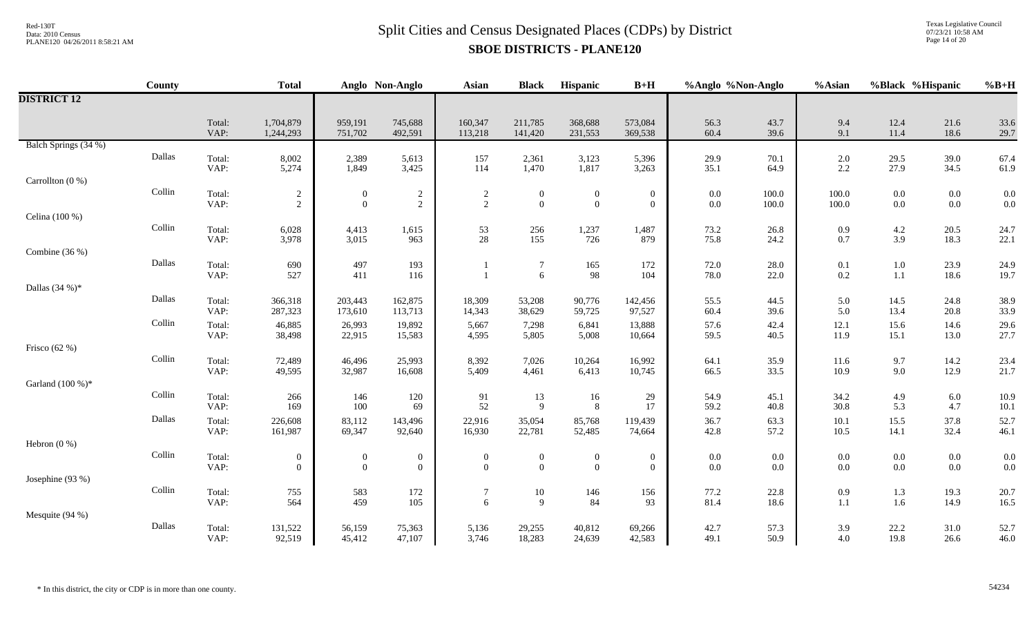# Split Cities and Census Designated Places (CDPs) by District

## SBOE DISTRICTS - PLANE120

| | County | | Total | Anglo | Non-Anglo | Asian | Black | Hispanic | B+H | %Anglo | %Non-Anglo | %Asian | %Black | %Hispanic | %B+H |
|---|---|---|---|---|---|---|---|---|---|---|---|---|---|---|---|
| **DISTRICT 12** | | | | | | | | | | | | | | | |
| | | Total: | 1,704,879 | 959,191 | 745,688 | 160,347 | 211,785 | 368,688 | 573,084 | 56.3 | 43.7 | 9.4 | 12.4 | 21.6 | 33.6 |
| | | VAP: | 1,244,293 | 751,702 | 492,591 | 113,218 | 141,420 | 231,553 | 369,538 | 60.4 | 39.6 | 9.1 | 11.4 | 18.6 | 29.7 |
| Balch Springs (34 %) | | | | | | | | | | | | | | | |
| | Dallas | Total: | 8,002 | 2,389 | 5,613 | 157 | 2,361 | 3,123 | 5,396 | 29.9 | 70.1 | 2.0 | 29.5 | 39.0 | 67.4 |
| | | VAP: | 5,274 | 1,849 | 3,425 | 114 | 1,470 | 1,817 | 3,263 | 35.1 | 64.9 | 2.2 | 27.9 | 34.5 | 61.9 |
| Carrollton (0 %) | | | | | | | | | | | | | | | |
| | Collin | Total: | 2 | 0 | 2 | 2 | 0 | 0 | 0 | 0.0 | 100.0 | 100.0 | 0.0 | 0.0 | 0.0 |
| | | VAP: | 2 | 0 | 2 | 2 | 0 | 0 | 0 | 0.0 | 100.0 | 100.0 | 0.0 | 0.0 | 0.0 |
| Celina (100 %) | | | | | | | | | | | | | | | |
| | Collin | Total: | 6,028 | 4,413 | 1,615 | 53 | 256 | 1,237 | 1,487 | 73.2 | 26.8 | 0.9 | 4.2 | 20.5 | 24.7 |
| | | VAP: | 3,978 | 3,015 | 963 | 28 | 155 | 726 | 879 | 75.8 | 24.2 | 0.7 | 3.9 | 18.3 | 22.1 |
| Combine (36 %) | | | | | | | | | | | | | | | |
| | Dallas | Total: | 690 | 497 | 193 | 1 | 7 | 165 | 172 | 72.0 | 28.0 | 0.1 | 1.0 | 23.9 | 24.9 |
| | | VAP: | 527 | 411 | 116 | 1 | 6 | 98 | 104 | 78.0 | 22.0 | 0.2 | 1.1 | 18.6 | 19.7 |
| Dallas (34 %)* | | | | | | | | | | | | | | | |
| | Dallas | Total: | 366,318 | 203,443 | 162,875 | 18,309 | 53,208 | 90,776 | 142,456 | 55.5 | 44.5 | 5.0 | 14.5 | 24.8 | 38.9 |
| | | VAP: | 287,323 | 173,610 | 113,713 | 14,343 | 38,629 | 59,725 | 97,527 | 60.4 | 39.6 | 5.0 | 13.4 | 20.8 | 33.9 |
| | Collin | Total: | 46,885 | 26,993 | 19,892 | 5,667 | 7,298 | 6,841 | 13,888 | 57.6 | 42.4 | 12.1 | 15.6 | 14.6 | 29.6 |
| | | VAP: | 38,498 | 22,915 | 15,583 | 4,595 | 5,805 | 5,008 | 10,664 | 59.5 | 40.5 | 11.9 | 15.1 | 13.0 | 27.7 |
| Frisco (62 %) | | | | | | | | | | | | | | | |
| | Collin | Total: | 72,489 | 46,496 | 25,993 | 8,392 | 7,026 | 10,264 | 16,992 | 64.1 | 35.9 | 11.6 | 9.7 | 14.2 | 23.4 |
| | | VAP: | 49,595 | 32,987 | 16,608 | 5,409 | 4,461 | 6,413 | 10,745 | 66.5 | 33.5 | 10.9 | 9.0 | 12.9 | 21.7 |
| Garland (100 %)* | | | | | | | | | | | | | | | |
| | Collin | Total: | 266 | 146 | 120 | 91 | 13 | 16 | 29 | 54.9 | 45.1 | 34.2 | 4.9 | 6.0 | 10.9 |
| | | VAP: | 169 | 100 | 69 | 52 | 9 | 8 | 17 | 59.2 | 40.8 | 30.8 | 5.3 | 4.7 | 10.1 |
| | Dallas | Total: | 226,608 | 83,112 | 143,496 | 22,916 | 35,054 | 85,768 | 119,439 | 36.7 | 63.3 | 10.1 | 15.5 | 37.8 | 52.7 |
| | | VAP: | 161,987 | 69,347 | 92,640 | 16,930 | 22,781 | 52,485 | 74,664 | 42.8 | 57.2 | 10.5 | 14.1 | 32.4 | 46.1 |
| Hebron (0 %) | | | | | | | | | | | | | | | |
| | Collin | Total: | 0 | 0 | 0 | 0 | 0 | 0 | 0 | 0.0 | 0.0 | 0.0 | 0.0 | 0.0 | 0.0 |
| | | VAP: | 0 | 0 | 0 | 0 | 0 | 0 | 0 | 0.0 | 0.0 | 0.0 | 0.0 | 0.0 | 0.0 |
| Josephine (93 %) | | | | | | | | | | | | | | | |
| | Collin | Total: | 755 | 583 | 172 | 7 | 10 | 146 | 156 | 77.2 | 22.8 | 0.9 | 1.3 | 19.3 | 20.7 |
| | | VAP: | 564 | 459 | 105 | 6 | 9 | 84 | 93 | 81.4 | 18.6 | 1.1 | 1.6 | 14.9 | 16.5 |
| Mesquite (94 %) | | | | | | | | | | | | | | | |
| | Dallas | Total: | 131,522 | 56,159 | 75,363 | 5,136 | 29,255 | 40,812 | 69,266 | 42.7 | 57.3 | 3.9 | 22.2 | 31.0 | 52.7 |
| | | VAP: | 92,519 | 45,412 | 47,107 | 3,746 | 18,283 | 24,639 | 42,583 | 49.1 | 50.9 | 4.0 | 19.8 | 26.6 | 46.0 |

\* In this district, the city or CDP is in more than one county.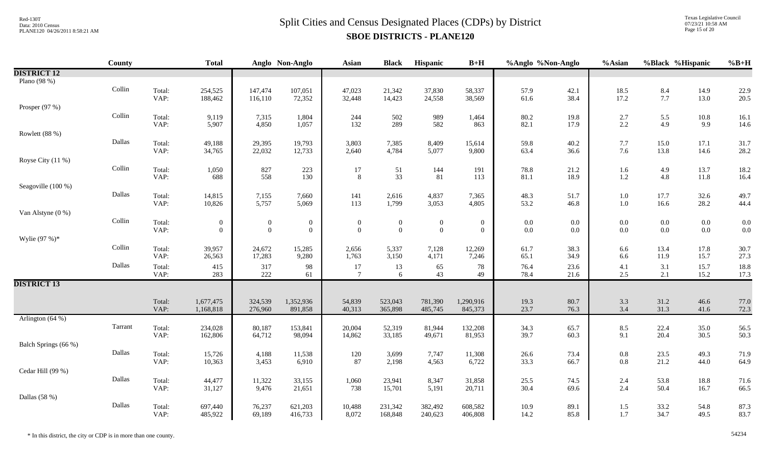# Split Cities and Census Designated Places (CDPs) by District

## SBOE DISTRICTS - PLANE120

| | County | | Total | Anglo | Non-Anglo | Asian | Black | Hispanic | B+H | %Anglo | %Non-Anglo | %Asian | %Black | %Hispanic | %B+H |
|---|---|---|---|---|---|---|---|---|---|---|---|---|---|---|---|
| **DISTRICT 12** | | | | | | | | | | | | | | | |
| Plano (98 %) | | | | | | | | | | | | | | | |
| | Collin | Total: | 254,525 | 147,474 | 107,051 | 47,023 | 21,342 | 37,830 | 58,337 | 57.9 | 42.1 | 18.5 | 8.4 | 14.9 | 22.9 |
| | | VAP: | 188,462 | 116,110 | 72,352 | 32,448 | 14,423 | 24,558 | 38,569 | 61.6 | 38.4 | 17.2 | 7.7 | 13.0 | 20.5 |
| Prosper (97 %) | | | | | | | | | | | | | | | |
| | Collin | Total: | 9,119 | 7,315 | 1,804 | 244 | 502 | 989 | 1,464 | 80.2 | 19.8 | 2.7 | 5.5 | 10.8 | 16.1 |
| | | VAP: | 5,907 | 4,850 | 1,057 | 132 | 289 | 582 | 863 | 82.1 | 17.9 | 2.2 | 4.9 | 9.9 | 14.6 |
| Rowlett (88 %) | | | | | | | | | | | | | | | |
| | Dallas | Total: | 49,188 | 29,395 | 19,793 | 3,803 | 7,385 | 8,409 | 15,614 | 59.8 | 40.2 | 7.7 | 15.0 | 17.1 | 31.7 |
| | | VAP: | 34,765 | 22,032 | 12,733 | 2,640 | 4,784 | 5,077 | 9,800 | 63.4 | 36.6 | 7.6 | 13.8 | 14.6 | 28.2 |
| Royse City (11 %) | | | | | | | | | | | | | | | |
| | Collin | Total: | 1,050 | 827 | 223 | 17 | 51 | 144 | 191 | 78.8 | 21.2 | 1.6 | 4.9 | 13.7 | 18.2 |
| | | VAP: | 688 | 558 | 130 | 8 | 33 | 81 | 113 | 81.1 | 18.9 | 1.2 | 4.8 | 11.8 | 16.4 |
| Seagoville (100 %) | | | | | | | | | | | | | | | |
| | Dallas | Total: | 14,815 | 7,155 | 7,660 | 141 | 2,616 | 4,837 | 7,365 | 48.3 | 51.7 | 1.0 | 17.7 | 32.6 | 49.7 |
| | | VAP: | 10,826 | 5,757 | 5,069 | 113 | 1,799 | 3,053 | 4,805 | 53.2 | 46.8 | 1.0 | 16.6 | 28.2 | 44.4 |
| Van Alstyne (0 %) | | | | | | | | | | | | | | | |
| | Collin | Total: | 0 | 0 | 0 | 0 | 0 | 0 | 0 | 0.0 | 0.0 | 0.0 | 0.0 | 0.0 | 0.0 |
| | | VAP: | 0 | 0 | 0 | 0 | 0 | 0 | 0 | 0.0 | 0.0 | 0.0 | 0.0 | 0.0 | 0.0 |
| Wylie (97 %)* | | | | | | | | | | | | | | | |
| | Collin | Total: | 39,957 | 24,672 | 15,285 | 2,656 | 5,337 | 7,128 | 12,269 | 61.7 | 38.3 | 6.6 | 13.4 | 17.8 | 30.7 |
| | | VAP: | 26,563 | 17,283 | 9,280 | 1,763 | 3,150 | 4,171 | 7,246 | 65.1 | 34.9 | 6.6 | 11.9 | 15.7 | 27.3 |
| | Dallas | Total: | 415 | 317 | 98 | 17 | 13 | 65 | 78 | 76.4 | 23.6 | 4.1 | 3.1 | 15.7 | 18.8 |
| | | VAP: | 283 | 222 | 61 | 7 | 6 | 43 | 49 | 78.4 | 21.6 | 2.5 | 2.1 | 15.2 | 17.3 |
| **DISTRICT 13** | | | | | | | | | | | | | | | |
| | | Total: | 1,677,475 | 324,539 | 1,352,936 | 54,839 | 523,043 | 781,390 | 1,290,916 | 19.3 | 80.7 | 3.3 | 31.2 | 46.6 | 77.0 |
| | | VAP: | 1,168,818 | 276,960 | 891,858 | 40,313 | 365,898 | 485,745 | 845,373 | 23.7 | 76.3 | 3.4 | 31.3 | 41.6 | 72.3 |
| Arlington (64 %) | | | | | | | | | | | | | | | |
| | Tarrant | Total: | 234,028 | 80,187 | 153,841 | 20,004 | 52,319 | 81,944 | 132,208 | 34.3 | 65.7 | 8.5 | 22.4 | 35.0 | 56.5 |
| | | VAP: | 162,806 | 64,712 | 98,094 | 14,862 | 33,185 | 49,671 | 81,953 | 39.7 | 60.3 | 9.1 | 20.4 | 30.5 | 50.3 |
| Balch Springs (66 %) | | | | | | | | | | | | | | | |
| | Dallas | Total: | 15,726 | 4,188 | 11,538 | 120 | 3,699 | 7,747 | 11,308 | 26.6 | 73.4 | 0.8 | 23.5 | 49.3 | 71.9 |
| | | VAP: | 10,363 | 3,453 | 6,910 | 87 | 2,198 | 4,563 | 6,722 | 33.3 | 66.7 | 0.8 | 21.2 | 44.0 | 64.9 |
| Cedar Hill (99 %) | | | | | | | | | | | | | | | |
| | Dallas | Total: | 44,477 | 11,322 | 33,155 | 1,060 | 23,941 | 8,347 | 31,858 | 25.5 | 74.5 | 2.4 | 53.8 | 18.8 | 71.6 |
| | | VAP: | 31,127 | 9,476 | 21,651 | 738 | 15,701 | 5,191 | 20,711 | 30.4 | 69.6 | 2.4 | 50.4 | 16.7 | 66.5 |
| Dallas (58 %) | | | | | | | | | | | | | | | |
| | Dallas | Total: | 697,440 | 76,237 | 621,203 | 10,488 | 231,342 | 382,492 | 608,582 | 10.9 | 89.1 | 1.5 | 33.2 | 54.8 | 87.3 |
| | | VAP: | 485,922 | 69,189 | 416,733 | 8,072 | 168,848 | 240,623 | 406,808 | 14.2 | 85.8 | 1.7 | 34.7 | 49.5 | 83.7 |

\* In this district, the city or CDP is in more than one county.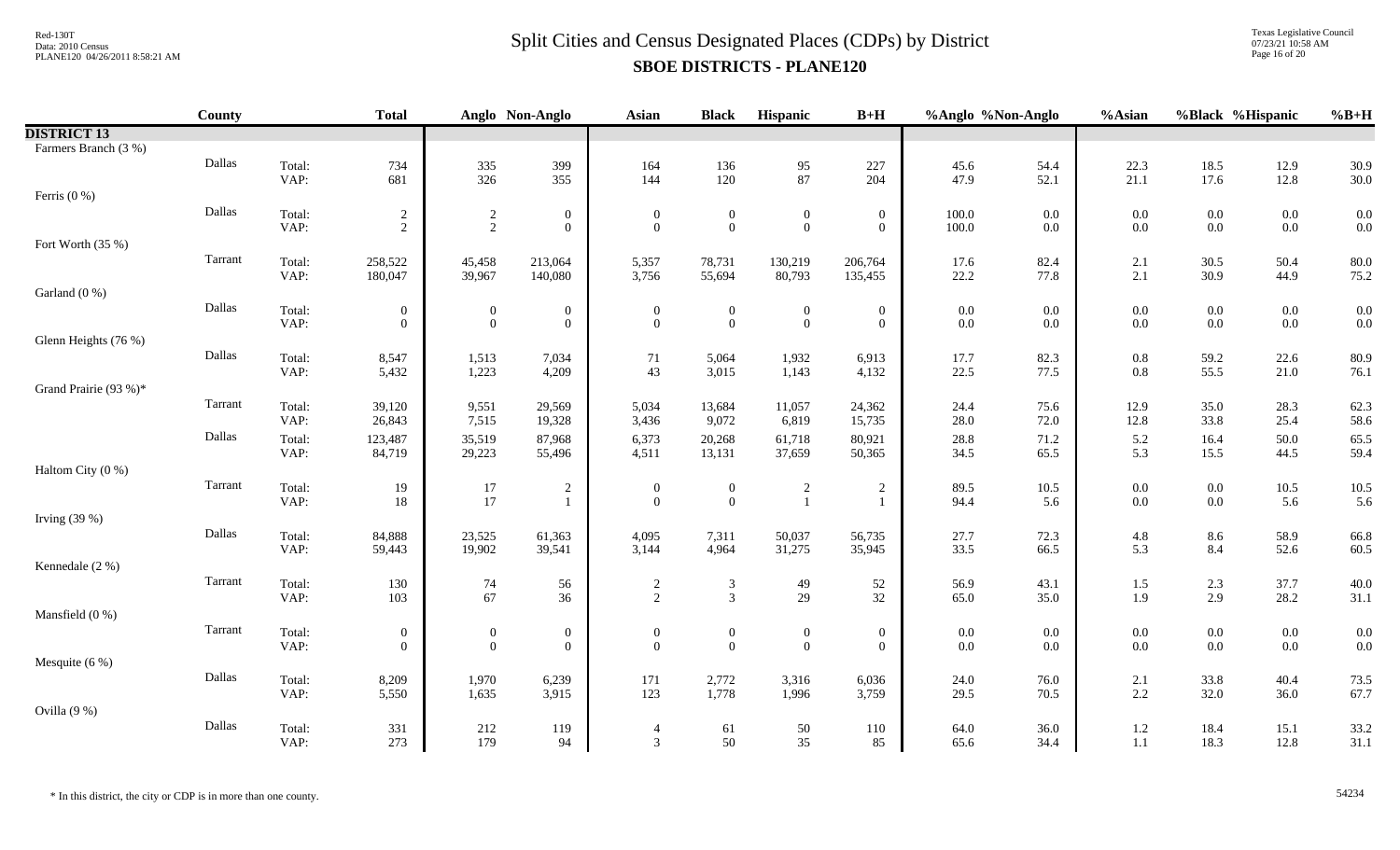# Split Cities and Census Designated Places (CDPs) by District

## SBOE DISTRICTS - PLANE120

| | County | | Total | Anglo | Non-Anglo | Asian | Black | Hispanic | B+H | %Anglo | %Non-Anglo | %Asian | %Black | %Hispanic | %B+H |
|---|---|---|---|---|---|---|---|---|---|---|---|---|---|---|---|
| **DISTRICT 13** | | | | | | | | | | | | | | | |
| Farmers Branch (3 %) | | | | | | | | | | | | | | | |
| | Dallas | Total: | 734 | 335 | 399 | 164 | 136 | 95 | 227 | 45.6 | 54.4 | 22.3 | 18.5 | 12.9 | 30.9 |
| | | VAP: | 681 | 326 | 355 | 144 | 120 | 87 | 204 | 47.9 | 52.1 | 21.1 | 17.6 | 12.8 | 30.0 |
| Ferris (0 %) | | | | | | | | | | | | | | | |
| | Dallas | Total: | 2 | 2 | 0 | 0 | 0 | 0 | 0 | 100.0 | 0.0 | 0.0 | 0.0 | 0.0 | 0.0 |
| | | VAP: | 2 | 2 | 0 | 0 | 0 | 0 | 0 | 100.0 | 0.0 | 0.0 | 0.0 | 0.0 | 0.0 |
| Fort Worth (35 %) | | | | | | | | | | | | | | | |
| | Tarrant | Total: | 258,522 | 45,458 | 213,064 | 5,357 | 78,731 | 130,219 | 206,764 | 17.6 | 82.4 | 2.1 | 30.5 | 50.4 | 80.0 |
| | | VAP: | 180,047 | 39,967 | 140,080 | 3,756 | 55,694 | 80,793 | 135,455 | 22.2 | 77.8 | 2.1 | 30.9 | 44.9 | 75.2 |
| Garland (0 %) | | | | | | | | | | | | | | | |
| | Dallas | Total: | 0 | 0 | 0 | 0 | 0 | 0 | 0 | 0.0 | 0.0 | 0.0 | 0.0 | 0.0 | 0.0 |
| | | VAP: | 0 | 0 | 0 | 0 | 0 | 0 | 0 | 0.0 | 0.0 | 0.0 | 0.0 | 0.0 | 0.0 |
| Glenn Heights (76 %) | | | | | | | | | | | | | | | |
| | Dallas | Total: | 8,547 | 1,513 | 7,034 | 71 | 5,064 | 1,932 | 6,913 | 17.7 | 82.3 | 0.8 | 59.2 | 22.6 | 80.9 |
| | | VAP: | 5,432 | 1,223 | 4,209 | 43 | 3,015 | 1,143 | 4,132 | 22.5 | 77.5 | 0.8 | 55.5 | 21.0 | 76.1 |
| Grand Prairie (93 %)* | | | | | | | | | | | | | | | |
| | Tarrant | Total: | 39,120 | 9,551 | 29,569 | 5,034 | 13,684 | 11,057 | 24,362 | 24.4 | 75.6 | 12.9 | 35.0 | 28.3 | 62.3 |
| | | VAP: | 26,843 | 7,515 | 19,328 | 3,436 | 9,072 | 6,819 | 15,735 | 28.0 | 72.0 | 12.8 | 33.8 | 25.4 | 58.6 |
| | Dallas | Total: | 123,487 | 35,519 | 87,968 | 6,373 | 20,268 | 61,718 | 80,921 | 28.8 | 71.2 | 5.2 | 16.4 | 50.0 | 65.5 |
| | | VAP: | 84,719 | 29,223 | 55,496 | 4,511 | 13,131 | 37,659 | 50,365 | 34.5 | 65.5 | 5.3 | 15.5 | 44.5 | 59.4 |
| Haltom City (0 %) | | | | | | | | | | | | | | | |
| | Tarrant | Total: | 19 | 17 | 2 | 0 | 0 | 2 | 2 | 89.5 | 10.5 | 0.0 | 0.0 | 10.5 | 10.5 |
| | | VAP: | 18 | 17 | 1 | 0 | 0 | 1 | 1 | 94.4 | 5.6 | 0.0 | 0.0 | 5.6 | 5.6 |
| Irving (39 %) | | | | | | | | | | | | | | | |
| | Dallas | Total: | 84,888 | 23,525 | 61,363 | 4,095 | 7,311 | 50,037 | 56,735 | 27.7 | 72.3 | 4.8 | 8.6 | 58.9 | 66.8 |
| | | VAP: | 59,443 | 19,902 | 39,541 | 3,144 | 4,964 | 31,275 | 35,945 | 33.5 | 66.5 | 5.3 | 8.4 | 52.6 | 60.5 |
| Kennedale (2 %) | | | | | | | | | | | | | | | |
| | Tarrant | Total: | 130 | 74 | 56 | 2 | 3 | 49 | 52 | 56.9 | 43.1 | 1.5 | 2.3 | 37.7 | 40.0 |
| | | VAP: | 103 | 67 | 36 | 2 | 3 | 29 | 32 | 65.0 | 35.0 | 1.9 | 2.9 | 28.2 | 31.1 |
| Mansfield (0 %) | | | | | | | | | | | | | | | |
| | Tarrant | Total: | 0 | 0 | 0 | 0 | 0 | 0 | 0 | 0.0 | 0.0 | 0.0 | 0.0 | 0.0 | 0.0 |
| | | VAP: | 0 | 0 | 0 | 0 | 0 | 0 | 0 | 0.0 | 0.0 | 0.0 | 0.0 | 0.0 | 0.0 |
| Mesquite (6 %) | | | | | | | | | | | | | | | |
| | Dallas | Total: | 8,209 | 1,970 | 6,239 | 171 | 2,772 | 3,316 | 6,036 | 24.0 | 76.0 | 2.1 | 33.8 | 40.4 | 73.5 |
| | | VAP: | 5,550 | 1,635 | 3,915 | 123 | 1,778 | 1,996 | 3,759 | 29.5 | 70.5 | 2.2 | 32.0 | 36.0 | 67.7 |
| Ovilla (9 %) | | | | | | | | | | | | | | | |
| | Dallas | Total: | 331 | 212 | 119 | 4 | 61 | 50 | 110 | 64.0 | 36.0 | 1.2 | 18.4 | 15.1 | 33.2 |
| | | VAP: | 273 | 179 | 94 | 3 | 50 | 35 | 85 | 65.6 | 34.4 | 1.1 | 18.3 | 12.8 | 31.1 |

\* In this district, the city or CDP is in more than one county.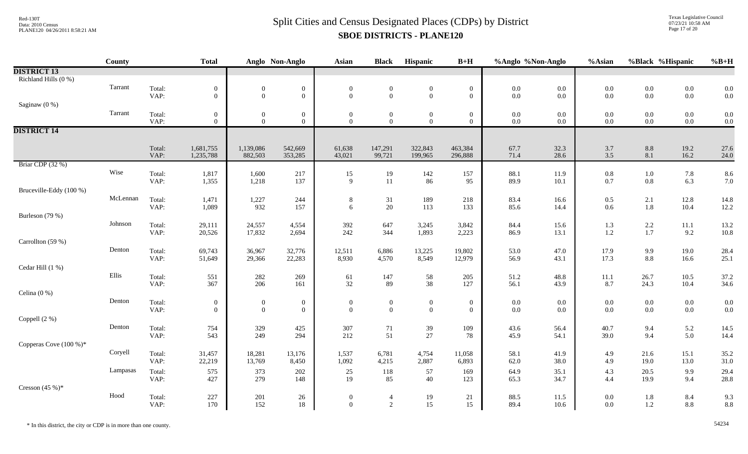# Split Cities and Census Designated Places (CDPs) by District

## SBOE DISTRICTS - PLANE120

| | County | | Total | Anglo | Non-Anglo | Asian | Black | Hispanic | B+H | %Anglo | %Non-Anglo | %Asian | %Black | %Hispanic | %B+H |
|---|---|---|---|---|---|---|---|---|---|---|---|---|---|---|---|
| **DISTRICT 13** | | | | | | | | | | | | | | | |
| Richland Hills (0 %) | | | | | | | | | | | | | | | |
| | Tarrant | Total: | 0 | 0 | 0 | 0 | 0 | 0 | 0 | 0.0 | 0.0 | 0.0 | 0.0 | 0.0 | 0.0 |
| | | VAP: | 0 | 0 | 0 | 0 | 0 | 0 | 0 | 0.0 | 0.0 | 0.0 | 0.0 | 0.0 | 0.0 |
| Saginaw (0 %) | | | | | | | | | | | | | | | |
| | Tarrant | Total: | 0 | 0 | 0 | 0 | 0 | 0 | 0 | 0.0 | 0.0 | 0.0 | 0.0 | 0.0 | 0.0 |
| | | VAP: | 0 | 0 | 0 | 0 | 0 | 0 | 0 | 0.0 | 0.0 | 0.0 | 0.0 | 0.0 | 0.0 |
| **DISTRICT 14** | | | | | | | | | | | | | | | |
| | | Total: | 1,681,755 | 1,139,086 | 542,669 | 61,638 | 147,291 | 322,843 | 463,384 | 67.7 | 32.3 | 3.7 | 8.8 | 19.2 | 27.6 |
| | | VAP: | 1,235,788 | 882,503 | 353,285 | 43,021 | 99,721 | 199,965 | 296,888 | 71.4 | 28.6 | 3.5 | 8.1 | 16.2 | 24.0 |
| Briar CDP (32 %) | | | | | | | | | | | | | | | |
| | Wise | Total: | 1,817 | 1,600 | 217 | 15 | 19 | 142 | 157 | 88.1 | 11.9 | 0.8 | 1.0 | 7.8 | 8.6 |
| | | VAP: | 1,355 | 1,218 | 137 | 9 | 11 | 86 | 95 | 89.9 | 10.1 | 0.7 | 0.8 | 6.3 | 7.0 |
| Bruceville-Eddy (100 %) | | | | | | | | | | | | | | | |
| | McLennan | Total: | 1,471 | 1,227 | 244 | 8 | 31 | 189 | 218 | 83.4 | 16.6 | 0.5 | 2.1 | 12.8 | 14.8 |
| | | VAP: | 1,089 | 932 | 157 | 6 | 20 | 113 | 133 | 85.6 | 14.4 | 0.6 | 1.8 | 10.4 | 12.2 |
| Burleson (79 %) | | | | | | | | | | | | | | | |
| | Johnson | Total: | 29,111 | 24,557 | 4,554 | 392 | 647 | 3,245 | 3,842 | 84.4 | 15.6 | 1.3 | 2.2 | 11.1 | 13.2 |
| | | VAP: | 20,526 | 17,832 | 2,694 | 242 | 344 | 1,893 | 2,223 | 86.9 | 13.1 | 1.2 | 1.7 | 9.2 | 10.8 |
| Carrollton (59 %) | | | | | | | | | | | | | | | |
| | Denton | Total: | 69,743 | 36,967 | 32,776 | 12,511 | 6,886 | 13,225 | 19,802 | 53.0 | 47.0 | 17.9 | 9.9 | 19.0 | 28.4 |
| | | VAP: | 51,649 | 29,366 | 22,283 | 8,930 | 4,570 | 8,549 | 12,979 | 56.9 | 43.1 | 17.3 | 8.8 | 16.6 | 25.1 |
| Cedar Hill (1 %) | | | | | | | | | | | | | | | |
| | Ellis | Total: | 551 | 282 | 269 | 61 | 147 | 58 | 205 | 51.2 | 48.8 | 11.1 | 26.7 | 10.5 | 37.2 |
| | | VAP: | 367 | 206 | 161 | 32 | 89 | 38 | 127 | 56.1 | 43.9 | 8.7 | 24.3 | 10.4 | 34.6 |
| Celina (0 %) | | | | | | | | | | | | | | | |
| | Denton | Total: | 0 | 0 | 0 | 0 | 0 | 0 | 0 | 0.0 | 0.0 | 0.0 | 0.0 | 0.0 | 0.0 |
| | | VAP: | 0 | 0 | 0 | 0 | 0 | 0 | 0 | 0.0 | 0.0 | 0.0 | 0.0 | 0.0 | 0.0 |
| Coppell (2 %) | | | | | | | | | | | | | | | |
| | Denton | Total: | 754 | 329 | 425 | 307 | 71 | 39 | 109 | 43.6 | 56.4 | 40.7 | 9.4 | 5.2 | 14.5 |
| | | VAP: | 543 | 249 | 294 | 212 | 51 | 27 | 78 | 45.9 | 54.1 | 39.0 | 9.4 | 5.0 | 14.4 |
| Copperas Cove (100 %)* | | | | | | | | | | | | | | | |
| | Coryell | Total: | 31,457 | 18,281 | 13,176 | 1,537 | 6,781 | 4,754 | 11,058 | 58.1 | 41.9 | 4.9 | 21.6 | 15.1 | 35.2 |
| | | VAP: | 22,219 | 13,769 | 8,450 | 1,092 | 4,215 | 2,887 | 6,893 | 62.0 | 38.0 | 4.9 | 19.0 | 13.0 | 31.0 |
| | Lampasas | Total: | 575 | 373 | 202 | 25 | 118 | 57 | 169 | 64.9 | 35.1 | 4.3 | 20.5 | 9.9 | 29.4 |
| | | VAP: | 427 | 279 | 148 | 19 | 85 | 40 | 123 | 65.3 | 34.7 | 4.4 | 19.9 | 9.4 | 28.8 |
| Cresson (45 %)* | | | | | | | | | | | | | | | |
| | Hood | Total: | 227 | 201 | 26 | 0 | 4 | 19 | 21 | 88.5 | 11.5 | 0.0 | 1.8 | 8.4 | 9.3 |
| | | VAP: | 170 | 152 | 18 | 0 | 2 | 15 | 15 | 89.4 | 10.6 | 0.0 | 1.2 | 8.8 | 8.8 |

* In this district, the city or CDP is in more than one county.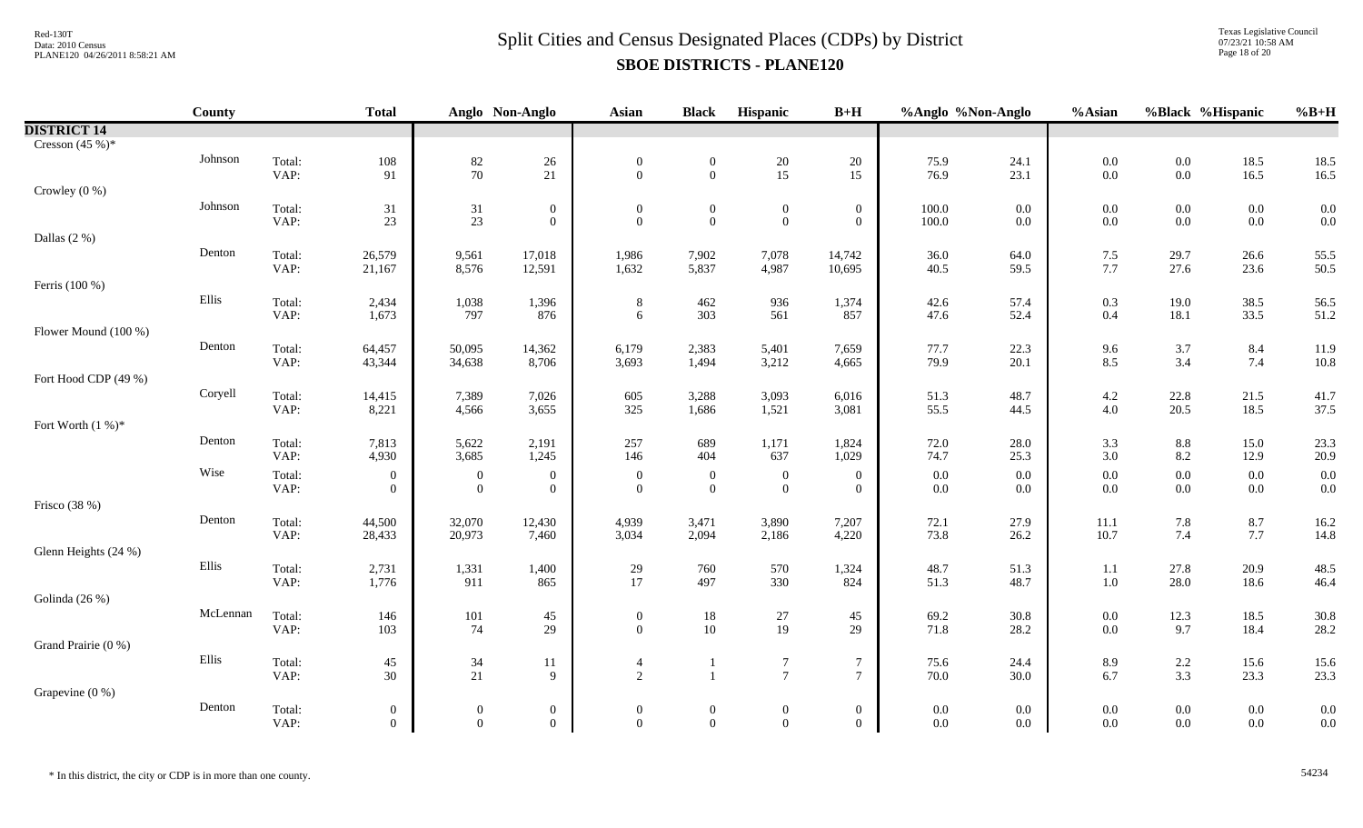# Split Cities and Census Designated Places (CDPs) by District

## SBOE DISTRICTS - PLANE120

| | County | | Total | Anglo | Non-Anglo | Asian | Black | Hispanic | B+H | %Anglo | %Non-Anglo | %Asian | %Black | %Hispanic | %B+H |
|---|---|---|---|---|---|---|---|---|---|---|---|---|---|---|---|
| **DISTRICT 14** | | | | | | | | | | | | | | | |
| Cresson (45 %)* | | | | | | | | | | | | | | | |
| | Johnson | Total: | 108 | 82 | 26 | 0 | 0 | 20 | 20 | 75.9 | 24.1 | 0.0 | 0.0 | 18.5 | 18.5 |
| | | VAP: | 91 | 70 | 21 | 0 | 0 | 15 | 15 | 76.9 | 23.1 | 0.0 | 0.0 | 16.5 | 16.5 |
| Crowley (0 %) | | | | | | | | | | | | | | | |
| | Johnson | Total: | 31 | 31 | 0 | 0 | 0 | 0 | 0 | 100.0 | 0.0 | 0.0 | 0.0 | 0.0 | 0.0 |
| | | VAP: | 23 | 23 | 0 | 0 | 0 | 0 | 0 | 100.0 | 0.0 | 0.0 | 0.0 | 0.0 | 0.0 |
| Dallas (2 %) | | | | | | | | | | | | | | | |
| | Denton | Total: | 26,579 | 9,561 | 17,018 | 1,986 | 7,902 | 7,078 | 14,742 | 36.0 | 64.0 | 7.5 | 29.7 | 26.6 | 55.5 |
| | | VAP: | 21,167 | 8,576 | 12,591 | 1,632 | 5,837 | 4,987 | 10,695 | 40.5 | 59.5 | 7.7 | 27.6 | 23.6 | 50.5 |
| Ferris (100 %) | | | | | | | | | | | | | | | |
| | Ellis | Total: | 2,434 | 1,038 | 1,396 | 8 | 462 | 936 | 1,374 | 42.6 | 57.4 | 0.3 | 19.0 | 38.5 | 56.5 |
| | | VAP: | 1,673 | 797 | 876 | 6 | 303 | 561 | 857 | 47.6 | 52.4 | 0.4 | 18.1 | 33.5 | 51.2 |
| Flower Mound (100 %) | | | | | | | | | | | | | | | |
| | Denton | Total: | 64,457 | 50,095 | 14,362 | 6,179 | 2,383 | 5,401 | 7,659 | 77.7 | 22.3 | 9.6 | 3.7 | 8.4 | 11.9 |
| | | VAP: | 43,344 | 34,638 | 8,706 | 3,693 | 1,494 | 3,212 | 4,665 | 79.9 | 20.1 | 8.5 | 3.4 | 7.4 | 10.8 |
| Fort Hood CDP (49 %) | | | | | | | | | | | | | | | |
| | Coryell | Total: | 14,415 | 7,389 | 7,026 | 605 | 3,288 | 3,093 | 6,016 | 51.3 | 48.7 | 4.2 | 22.8 | 21.5 | 41.7 |
| | | VAP: | 8,221 | 4,566 | 3,655 | 325 | 1,686 | 1,521 | 3,081 | 55.5 | 44.5 | 4.0 | 20.5 | 18.5 | 37.5 |
| Fort Worth (1 %)* | | | | | | | | | | | | | | | |
| | Denton | Total: | 7,813 | 5,622 | 2,191 | 257 | 689 | 1,171 | 1,824 | 72.0 | 28.0 | 3.3 | 8.8 | 15.0 | 23.3 |
| | | VAP: | 4,930 | 3,685 | 1,245 | 146 | 404 | 637 | 1,029 | 74.7 | 25.3 | 3.0 | 8.2 | 12.9 | 20.9 |
| | Wise | Total: | 0 | 0 | 0 | 0 | 0 | 0 | 0 | 0.0 | 0.0 | 0.0 | 0.0 | 0.0 | 0.0 |
| | | VAP: | 0 | 0 | 0 | 0 | 0 | 0 | 0 | 0.0 | 0.0 | 0.0 | 0.0 | 0.0 | 0.0 |
| Frisco (38 %) | | | | | | | | | | | | | | | |
| | Denton | Total: | 44,500 | 32,070 | 12,430 | 4,939 | 3,471 | 3,890 | 7,207 | 72.1 | 27.9 | 11.1 | 7.8 | 8.7 | 16.2 |
| | | VAP: | 28,433 | 20,973 | 7,460 | 3,034 | 2,094 | 2,186 | 4,220 | 73.8 | 26.2 | 10.7 | 7.4 | 7.7 | 14.8 |
| Glenn Heights (24 %) | | | | | | | | | | | | | | | |
| | Ellis | Total: | 2,731 | 1,331 | 1,400 | 29 | 760 | 570 | 1,324 | 48.7 | 51.3 | 1.1 | 27.8 | 20.9 | 48.5 |
| | | VAP: | 1,776 | 911 | 865 | 17 | 497 | 330 | 824 | 51.3 | 48.7 | 1.0 | 28.0 | 18.6 | 46.4 |
| Golinda (26 %) | | | | | | | | | | | | | | | |
| | McLennan | Total: | 146 | 101 | 45 | 0 | 18 | 27 | 45 | 69.2 | 30.8 | 0.0 | 12.3 | 18.5 | 30.8 |
| | | VAP: | 103 | 74 | 29 | 0 | 10 | 19 | 29 | 71.8 | 28.2 | 0.0 | 9.7 | 18.4 | 28.2 |
| Grand Prairie (0 %) | | | | | | | | | | | | | | | |
| | Ellis | Total: | 45 | 34 | 11 | 4 | 1 | 7 | 7 | 75.6 | 24.4 | 8.9 | 2.2 | 15.6 | 15.6 |
| | | VAP: | 30 | 21 | 9 | 2 | 1 | 7 | 7 | 70.0 | 30.0 | 6.7 | 3.3 | 23.3 | 23.3 |
| Grapevine (0 %) | | | | | | | | | | | | | | | |
| | Denton | Total: | 0 | 0 | 0 | 0 | 0 | 0 | 0 | 0.0 | 0.0 | 0.0 | 0.0 | 0.0 | 0.0 |
| | | VAP: | 0 | 0 | 0 | 0 | 0 | 0 | 0 | 0.0 | 0.0 | 0.0 | 0.0 | 0.0 | 0.0 |

* In this district, the city or CDP is in more than one county.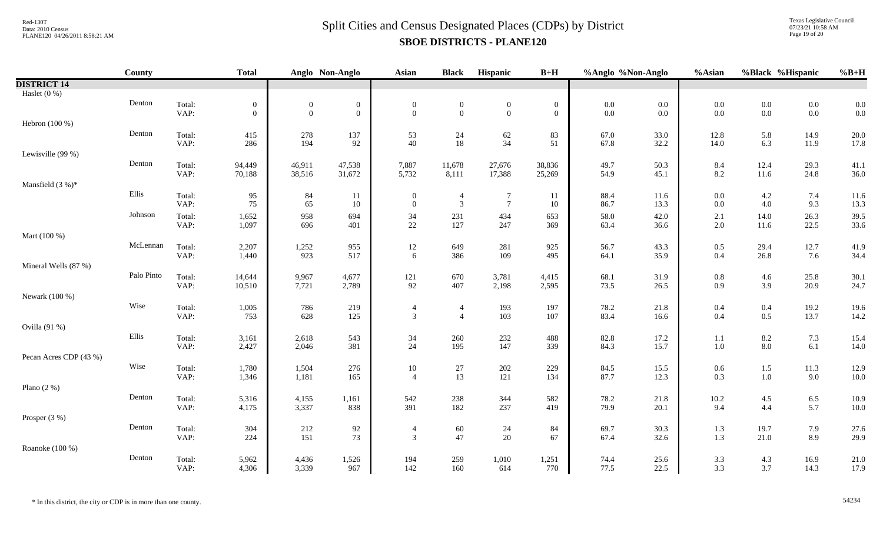# Split Cities and Census Designated Places (CDPs) by District

**SBOE DISTRICTS - PLANE120**

| | County | | Total | Anglo | Non-Anglo | Asian | Black | Hispanic | B+H | %Anglo | %Non-Anglo | %Asian | %Black | %Hispanic | %B+H |
|---|---|---|---|---|---|---|---|---|---|---|---|---|---|---|---|
| **DISTRICT 14** | | | | | | | | | | | | | | | |
| Haslet (0 %) | | | | | | | | | | | | | | | |
| | Denton | Total: | 0 | 0 | 0 | 0 | 0 | 0 | 0 | 0.0 | 0.0 | 0.0 | 0.0 | 0.0 | 0.0 |
| | | VAP: | 0 | 0 | 0 | 0 | 0 | 0 | 0 | 0.0 | 0.0 | 0.0 | 0.0 | 0.0 | 0.0 |
| Hebron (100 %) | | | | | | | | | | | | | | | |
| | Denton | Total: | 415 | 278 | 137 | 53 | 24 | 62 | 83 | 67.0 | 33.0 | 12.8 | 5.8 | 14.9 | 20.0 |
| | | VAP: | 286 | 194 | 92 | 40 | 18 | 34 | 51 | 67.8 | 32.2 | 14.0 | 6.3 | 11.9 | 17.8 |
| Lewisville (99 %) | | | | | | | | | | | | | | | |
| | Denton | Total: | 94,449 | 46,911 | 47,538 | 7,887 | 11,678 | 27,676 | 38,836 | 49.7 | 50.3 | 8.4 | 12.4 | 29.3 | 41.1 |
| | | VAP: | 70,188 | 38,516 | 31,672 | 5,732 | 8,111 | 17,388 | 25,269 | 54.9 | 45.1 | 8.2 | 11.6 | 24.8 | 36.0 |
| Mansfield (3 %)* | | | | | | | | | | | | | | | |
| | Ellis | Total: | 95 | 84 | 11 | 0 | 4 | 7 | 11 | 88.4 | 11.6 | 0.0 | 4.2 | 7.4 | 11.6 |
| | | VAP: | 75 | 65 | 10 | 0 | 3 | 7 | 10 | 86.7 | 13.3 | 0.0 | 4.0 | 9.3 | 13.3 |
| | Johnson | Total: | 1,652 | 958 | 694 | 34 | 231 | 434 | 653 | 58.0 | 42.0 | 2.1 | 14.0 | 26.3 | 39.5 |
| | | VAP: | 1,097 | 696 | 401 | 22 | 127 | 247 | 369 | 63.4 | 36.6 | 2.0 | 11.6 | 22.5 | 33.6 |
| Mart (100 %) | | | | | | | | | | | | | | | |
| | McLennan | Total: | 2,207 | 1,252 | 955 | 12 | 649 | 281 | 925 | 56.7 | 43.3 | 0.5 | 29.4 | 12.7 | 41.9 |
| | | VAP: | 1,440 | 923 | 517 | 6 | 386 | 109 | 495 | 64.1 | 35.9 | 0.4 | 26.8 | 7.6 | 34.4 |
| Mineral Wells (87 %) | | | | | | | | | | | | | | | |
| | Palo Pinto | Total: | 14,644 | 9,967 | 4,677 | 121 | 670 | 3,781 | 4,415 | 68.1 | 31.9 | 0.8 | 4.6 | 25.8 | 30.1 |
| | | VAP: | 10,510 | 7,721 | 2,789 | 92 | 407 | 2,198 | 2,595 | 73.5 | 26.5 | 0.9 | 3.9 | 20.9 | 24.7 |
| Newark (100 %) | | | | | | | | | | | | | | | |
| | Wise | Total: | 1,005 | 786 | 219 | 4 | 4 | 193 | 197 | 78.2 | 21.8 | 0.4 | 0.4 | 19.2 | 19.6 |
| | | VAP: | 753 | 628 | 125 | 3 | 4 | 103 | 107 | 83.4 | 16.6 | 0.4 | 0.5 | 13.7 | 14.2 |
| Ovilla (91 %) | | | | | | | | | | | | | | | |
| | Ellis | Total: | 3,161 | 2,618 | 543 | 34 | 260 | 232 | 488 | 82.8 | 17.2 | 1.1 | 8.2 | 7.3 | 15.4 |
| | | VAP: | 2,427 | 2,046 | 381 | 24 | 195 | 147 | 339 | 84.3 | 15.7 | 1.0 | 8.0 | 6.1 | 14.0 |
| Pecan Acres CDP (43 %) | | | | | | | | | | | | | | | |
| | Wise | Total: | 1,780 | 1,504 | 276 | 10 | 27 | 202 | 229 | 84.5 | 15.5 | 0.6 | 1.5 | 11.3 | 12.9 |
| | | VAP: | 1,346 | 1,181 | 165 | 4 | 13 | 121 | 134 | 87.7 | 12.3 | 0.3 | 1.0 | 9.0 | 10.0 |
| Plano (2 %) | | | | | | | | | | | | | | | |
| | Denton | Total: | 5,316 | 4,155 | 1,161 | 542 | 238 | 344 | 582 | 78.2 | 21.8 | 10.2 | 4.5 | 6.5 | 10.9 |
| | | VAP: | 4,175 | 3,337 | 838 | 391 | 182 | 237 | 419 | 79.9 | 20.1 | 9.4 | 4.4 | 5.7 | 10.0 |
| Prosper (3 %) | | | | | | | | | | | | | | | |
| | Denton | Total: | 304 | 212 | 92 | 4 | 60 | 24 | 84 | 69.7 | 30.3 | 1.3 | 19.7 | 7.9 | 27.6 |
| | | VAP: | 224 | 151 | 73 | 3 | 47 | 20 | 67 | 67.4 | 32.6 | 1.3 | 21.0 | 8.9 | 29.9 |
| Roanoke (100 %) | | | | | | | | | | | | | | | |
| | Denton | Total: | 5,962 | 4,436 | 1,526 | 194 | 259 | 1,010 | 1,251 | 74.4 | 25.6 | 3.3 | 4.3 | 16.9 | 21.0 |
| | | VAP: | 4,306 | 3,339 | 967 | 142 | 160 | 614 | 770 | 77.5 | 22.5 | 3.3 | 3.7 | 14.3 | 17.9 |

\* In this district, the city or CDP is in more than one county.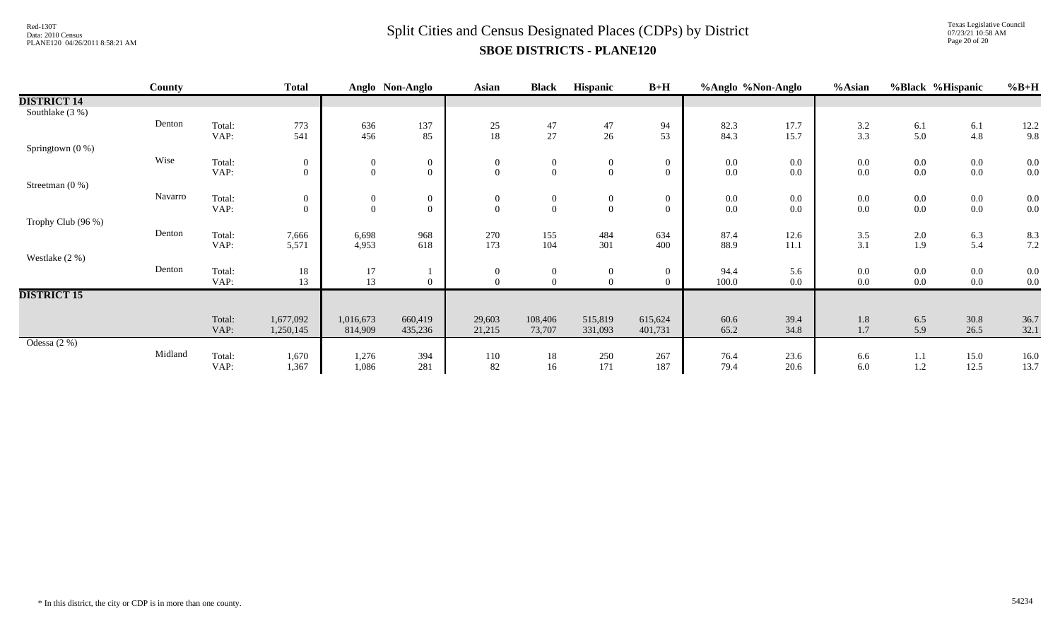# Split Cities and Census Designated Places (CDPs) by District

## SBOE DISTRICTS - PLANE120

| | County | | Total | Anglo | Non-Anglo | Asian | Black | Hispanic | B+H | %Anglo | %Non-Anglo | %Asian | %Black | %Hispanic | %B+H |
|---|---|---|---|---|---|---|---|---|---|---|---|---|---|---|---|
| **DISTRICT 14** | | | | | | | | | | | | | | | |
| Southlake (3 %) | | | | | | | | | | | | | | | |
| | Denton | Total: | 773 | 636 | 137 | 25 | 47 | 47 | 94 | 82.3 | 17.7 | 3.2 | 6.1 | 6.1 | 12.2 |
| | | VAP: | 541 | 456 | 85 | 18 | 27 | 26 | 53 | 84.3 | 15.7 | 3.3 | 5.0 | 4.8 | 9.8 |
| Springtown (0 %) | | | | | | | | | | | | | | | |
| | Wise | Total: | 0 | 0 | 0 | 0 | 0 | 0 | 0 | 0.0 | 0.0 | 0.0 | 0.0 | 0.0 | 0.0 |
| | | VAP: | 0 | 0 | 0 | 0 | 0 | 0 | 0 | 0.0 | 0.0 | 0.0 | 0.0 | 0.0 | 0.0 |
| Streetman (0 %) | | | | | | | | | | | | | | | |
| | Navarro | Total: | 0 | 0 | 0 | 0 | 0 | 0 | 0 | 0.0 | 0.0 | 0.0 | 0.0 | 0.0 | 0.0 |
| | | VAP: | 0 | 0 | 0 | 0 | 0 | 0 | 0 | 0.0 | 0.0 | 0.0 | 0.0 | 0.0 | 0.0 |
| Trophy Club (96 %) | | | | | | | | | | | | | | | |
| | Denton | Total: | 7,666 | 6,698 | 968 | 270 | 155 | 484 | 634 | 87.4 | 12.6 | 3.5 | 2.0 | 6.3 | 8.3 |
| | | VAP: | 5,571 | 4,953 | 618 | 173 | 104 | 301 | 400 | 88.9 | 11.1 | 3.1 | 1.9 | 5.4 | 7.2 |
| Westlake (2 %) | | | | | | | | | | | | | | | |
| | Denton | Total: | 18 | 17 | 1 | 0 | 0 | 0 | 0 | 94.4 | 5.6 | 0.0 | 0.0 | 0.0 | 0.0 |
| | | VAP: | 13 | 13 | 0 | 0 | 0 | 0 | 0 | 100.0 | 0.0 | 0.0 | 0.0 | 0.0 | 0.0 |
| **DISTRICT 15** | | | | | | | | | | | | | | | |
| | | Total: | 1,677,092 | 1,016,673 | 660,419 | 29,603 | 108,406 | 515,819 | 615,624 | 60.6 | 39.4 | 1.8 | 6.5 | 30.8 | 36.7 |
| | | VAP: | 1,250,145 | 814,909 | 435,236 | 21,215 | 73,707 | 331,093 | 401,731 | 65.2 | 34.8 | 1.7 | 5.9 | 26.5 | 32.1 |
| Odessa (2 %) | | | | | | | | | | | | | | | |
| | Midland | Total: | 1,670 | 1,276 | 394 | 110 | 18 | 250 | 267 | 76.4 | 23.6 | 6.6 | 1.1 | 15.0 | 16.0 |
| | | VAP: | 1,367 | 1,086 | 281 | 82 | 16 | 171 | 187 | 79.4 | 20.6 | 6.0 | 1.2 | 12.5 | 13.7 |

* In this district, the city or CDP is in more than one county.